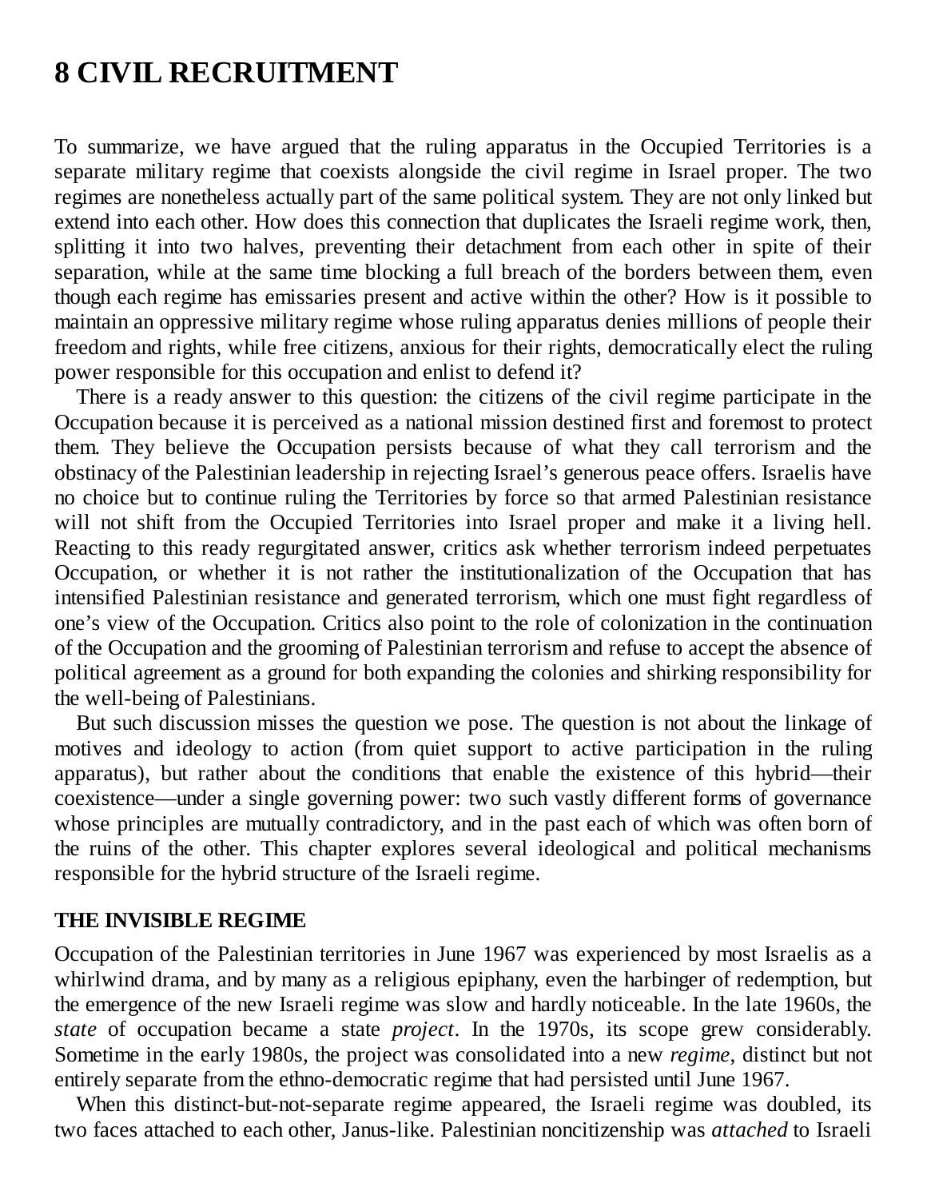# 8 CIVIL RECRUITMENT

To summarize, we have argued that the ruling apparatus in the Occupied Territories is a separate military regime that coexists alongside the civil regime in Israel proper. The two regimes are nonetheless actually part of the same political system. They are not only linked but extend into each other. How does this connection that duplicates the Israeli regime work, then, splitting it into two halves, preventing their detachment from each other in spite of their separation, while at the same time blocking a full breach of the borders between them, even though each regime has emissaries present and active within the other? How is it possible to maintain an oppressive military regime whose ruling apparatus denies millions of people their freedom and rights, while free citizens, anxious for their rights, democratically elect the ruling power responsible for this occupation and enlist to defend it?

There is a ready answer to this question: the citizens of the civil regime participate in the Occupation because it is perceived as a national mission destined first and foremost to protect them. They believe the Occupation persists because of what they call terrorism and the obstinacy of the Palestinian leadership in rejecting Israel's generous peace offers. Israelis have no choice but to continue ruling the Territories by force so that armed Palestinian resistance will not shift from the Occupied Territories into Israel proper and make it a living hell. Reacting to this ready regurgitated answer, critics ask whether terrorism indeed perpetuates Occupation, or whether it is not rather the institutionalization of the Occupation that has intensified Palestinian resistance and generated terrorism, which one must fight regardless of one's view of the Occupation. Critics also point to the role of colonization in the continuation of the Occupation and the grooming of Palestinian terrorism and refuse to accept the absence of political agreement as a ground for both expanding the colonies and shirking responsibility for the well-being of Palestinians.

But such discussion misses the question we pose. The question is not about the linkage of motives and ideology to action (from quiet support to active participation in the ruling apparatus), but rather about the conditions that enable the existence of this hybrid—their coexistence—under a single governing power: two such vastly different forms of governance whose principles are mutually contradictory, and in the past each of which was often born of the ruins of the other. This chapter explores several ideological and political mechanisms responsible for the hybrid structure of the Israeli regime.

## THE INVISIBLE REGIME

Occupation of the Palestinian territories in June 1967 was experienced by most Israelis as a whirlwind drama, and by many as a religious epiphany, even the harbinger of redemption, but the emergence of the new Israeli regime was slow and hardly noticeable. In the late 1960s, the *state* of occupation became a state *project*. In the 1970s, its scope grew considerably. Sometime in the early 1980s, the project was consolidated into a new *regime*, distinct but not entirely separate from the ethno-democratic regime that had persisted until June 1967.

When this distinct-but-not-separate regime appeared, the Israeli regime was doubled, its two faces attached to each other, Janus-like. Palestinian noncitizenship was *attached* to Israeli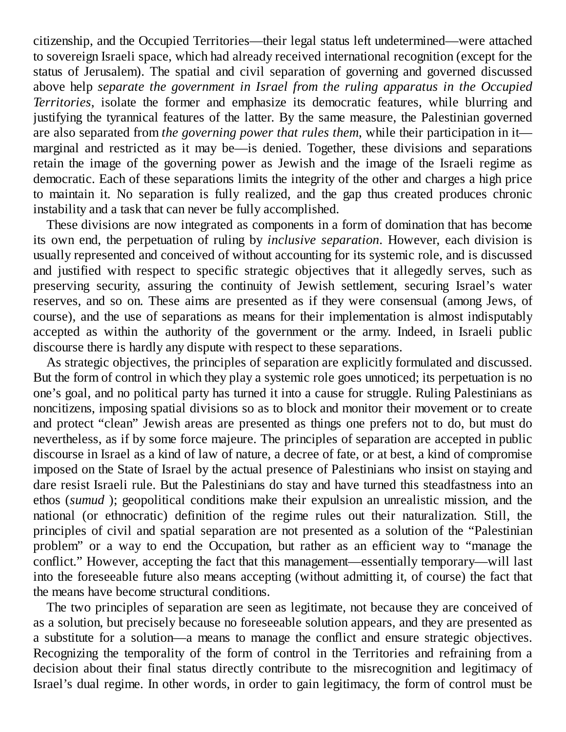citizenship, and the Occupied Territories—their legal status left undetermined—were attached to sovereign Israeli space, which had already received international recognition (except for the status of Jerusalem). The spatial and civil separation of governing and governed discussed above help *separate the government in Israel from the ruling apparatus in the Occupied Territories*, isolate the former and emphasize its democratic features, while blurring and justifying the tyrannical features of the latter. By the same measure, the Palestinian governed are also separated from *the governing power that rules them*, while their participation in it—marginal and restricted as it may be—is denied. Together, these divisions and separations retain the image of the governing power as Jewish and the image of the Israeli regime as democratic. Each of these separations limits the integrity of the other and charges a high price to maintain it. No separation is fully realized, and the gap thus created produces chronic instability and a task that can never be fully accomplished.

These divisions are now integrated as components in a form of domination that has become its own end, the perpetuation of ruling by *inclusive separation*. However, each division is usually represented and conceived of without accounting for its systemic role, and is discussed and justified with respect to specific strategic objectives that it allegedly serves, such as preserving security, assuring the continuity of Jewish settlement, securing Israel's water reserves, and so on. These aims are presented as if they were consensual (among Jews, of course), and the use of separations as means for their implementation is almost indisputably accepted as within the authority of the government or the army. Indeed, in Israeli public discourse there is hardly any dispute with respect to these separations.

As strategic objectives, the principles of separation are explicitly formulated and discussed. But the form of control in which they play a systemic role goes unnoticed; its perpetuation is no one's goal, and no political party has turned it into a cause for struggle. Ruling Palestinians as noncitizens, imposing spatial divisions so as to block and monitor their movement or to create and protect "clean" Jewish areas are presented as things one prefers not to do, but must do nevertheless, as if by some force majeure. The principles of separation are accepted in public discourse in Israel as a kind of law of nature, a decree of fate, or at best, a kind of compromise imposed on the State of Israel by the actual presence of Palestinians who insist on staying and dare resist Israeli rule. But the Palestinians do stay and have turned this steadfastness into an ethos (*sumud* ); geopolitical conditions make their expulsion an unrealistic mission, and the national (or ethnocratic) definition of the regime rules out their naturalization. Still, the principles of civil and spatial separation are not presented as a solution of the "Palestinian problem" or a way to end the Occupation, but rather as an efficient way to "manage the conflict." However, accepting the fact that this management—essentially temporary—will last into the foreseeable future also means accepting (without admitting it, of course) the fact that the means have become structural conditions.

The two principles of separation are seen as legitimate, not because they are conceived of as a solution, but precisely because no foreseeable solution appears, and they are presented as a substitute for a solution—a means to manage the conflict and ensure strategic objectives. Recognizing the temporality of the form of control in the Territories and refraining from a decision about their final status directly contribute to the misrecognition and legitimacy of Israel's dual regime. In other words, in order to gain legitimacy, the form of control must be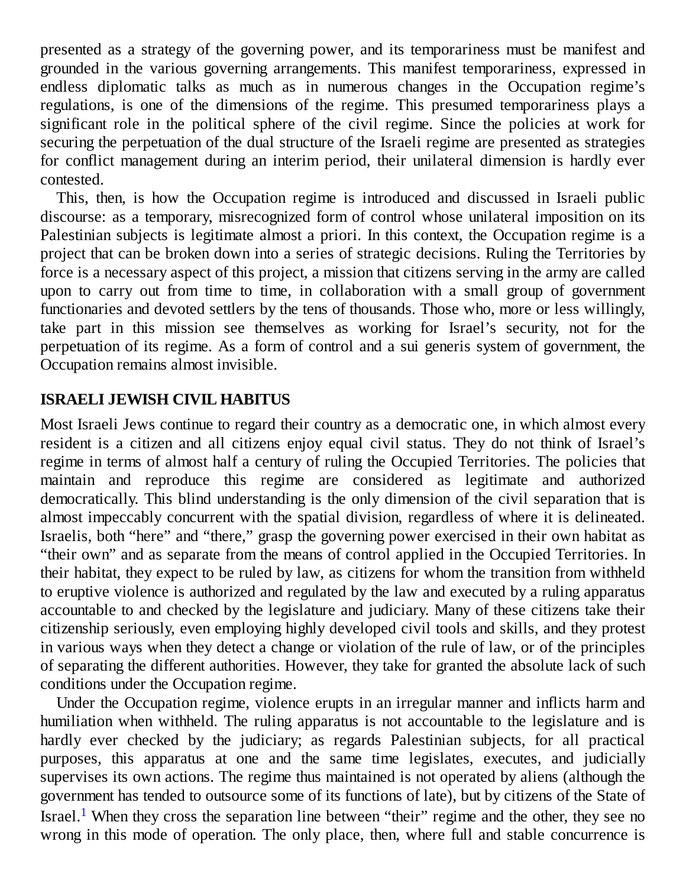presented as a strategy of the governing power, and its temporariness must be manifest and grounded in the various governing arrangements. This manifest temporariness, expressed in endless diplomatic talks as much as in numerous changes in the Occupation regime's regulations, is one of the dimensions of the regime. This presumed temporariness plays a significant role in the political sphere of the civil regime. Since the policies at work for securing the perpetuation of the dual structure of the Israeli regime are presented as strategies for conflict management during an interim period, their unilateral dimension is hardly ever contested.

This, then, is how the Occupation regime is introduced and discussed in Israeli public discourse: as a temporary, misrecognized form of control whose unilateral imposition on its Palestinian subjects is legitimate almost a priori. In this context, the Occupation regime is a project that can be broken down into a series of strategic decisions. Ruling the Territories by force is a necessary aspect of this project, a mission that citizens serving in the army are called upon to carry out from time to time, in collaboration with a small group of government functionaries and devoted settlers by the tens of thousands. Those who, more or less willingly, take part in this mission see themselves as working for Israel's security, not for the perpetuation of its regime. As a form of control and a sui generis system of government, the Occupation remains almost invisible.

## ISRAELI JEWISH CIVIL HABITUS

Most Israeli Jews continue to regard their country as a democratic one, in which almost every resident is a citizen and all citizens enjoy equal civil status. They do not think of Israel's regime in terms of almost half a century of ruling the Occupied Territories. The policies that maintain and reproduce this regime are considered as legitimate and authorized democratically. This blind understanding is the only dimension of the civil separation that is almost impeccably concurrent with the spatial division, regardless of where it is delineated. Israelis, both "here" and "there," grasp the governing power exercised in their own habitat as "their own" and as separate from the means of control applied in the Occupied Territories. In their habitat, they expect to be ruled by law, as citizens for whom the transition from withheld to eruptive violence is authorized and regulated by the law and executed by a ruling apparatus accountable to and checked by the legislature and judiciary. Many of these citizens take their citizenship seriously, even employing highly developed civil tools and skills, and they protest in various ways when they detect a change or violation of the rule of law, or of the principles of separating the different authorities. However, they take for granted the absolute lack of such conditions under the Occupation regime.

Under the Occupation regime, violence erupts in an irregular manner and inflicts harm and humiliation when withheld. The ruling apparatus is not accountable to the legislature and is hardly ever checked by the judiciary; as regards Palestinian subjects, for all practical purposes, this apparatus at one and the same time legislates, executes, and judicially supervises its own actions. The regime thus maintained is not operated by aliens (although the government has tended to outsource some of its functions of late), but by citizens of the State of Israel.[1] When they cross the separation line between "their" regime and the other, they see no wrong in this mode of operation. The only place, then, where full and stable concurrence is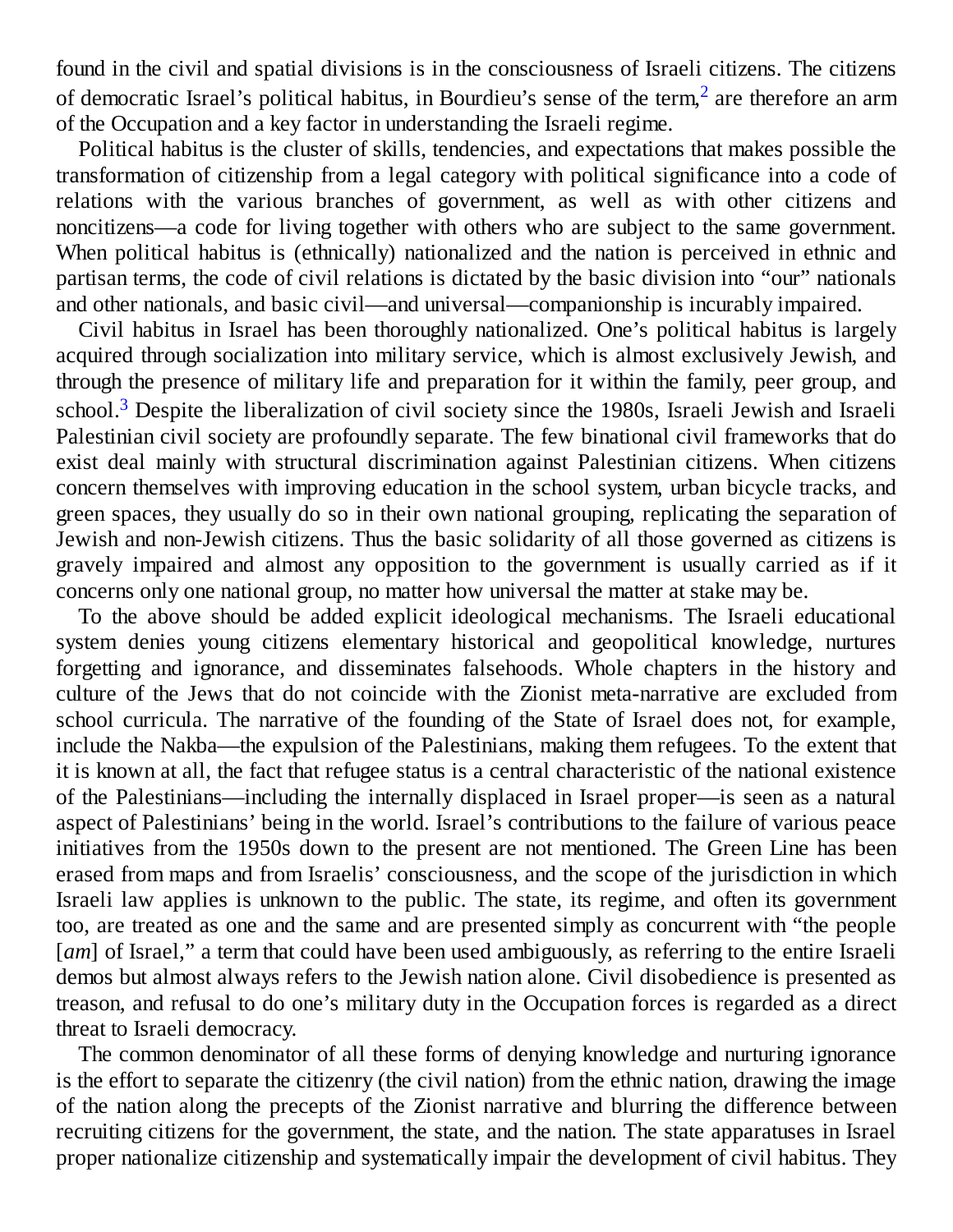found in the civil and spatial divisions is in the consciousness of Israeli citizens. The citizens of democratic Israel's political habitus, in Bourdieu's sense of the term,[2] are therefore an arm of the Occupation and a key factor in understanding the Israeli regime.

Political habitus is the cluster of skills, tendencies, and expectations that makes possible the transformation of citizenship from a legal category with political significance into a code of relations with the various branches of government, as well as with other citizens and noncitizens—a code for living together with others who are subject to the same government. When political habitus is (ethnically) nationalized and the nation is perceived in ethnic and partisan terms, the code of civil relations is dictated by the basic division into "our" nationals and other nationals, and basic civil—and universal—companionship is incurably impaired.

Civil habitus in Israel has been thoroughly nationalized. One's political habitus is largely acquired through socialization into military service, which is almost exclusively Jewish, and through the presence of military life and preparation for it within the family, peer group, and school.[3] Despite the liberalization of civil society since the 1980s, Israeli Jewish and Israeli Palestinian civil society are profoundly separate. The few binational civil frameworks that do exist deal mainly with structural discrimination against Palestinian citizens. When citizens concern themselves with improving education in the school system, urban bicycle tracks, and green spaces, they usually do so in their own national grouping, replicating the separation of Jewish and non-Jewish citizens. Thus the basic solidarity of all those governed as citizens is gravely impaired and almost any opposition to the government is usually carried as if it concerns only one national group, no matter how universal the matter at stake may be.

To the above should be added explicit ideological mechanisms. The Israeli educational system denies young citizens elementary historical and geopolitical knowledge, nurtures forgetting and ignorance, and disseminates falsehoods. Whole chapters in the history and culture of the Jews that do not coincide with the Zionist meta-narrative are excluded from school curricula. The narrative of the founding of the State of Israel does not, for example, include the Nakba—the expulsion of the Palestinians, making them refugees. To the extent that it is known at all, the fact that refugee status is a central characteristic of the national existence of the Palestinians—including the internally displaced in Israel proper—is seen as a natural aspect of Palestinians' being in the world. Israel's contributions to the failure of various peace initiatives from the 1950s down to the present are not mentioned. The Green Line has been erased from maps and from Israelis' consciousness, and the scope of the jurisdiction in which Israeli law applies is unknown to the public. The state, its regime, and often its government too, are treated as one and the same and are presented simply as concurrent with "the people [*am*] of Israel," a term that could have been used ambiguously, as referring to the entire Israeli demos but almost always refers to the Jewish nation alone. Civil disobedience is presented as treason, and refusal to do one's military duty in the Occupation forces is regarded as a direct threat to Israeli democracy.

The common denominator of all these forms of denying knowledge and nurturing ignorance is the effort to separate the citizenry (the civil nation) from the ethnic nation, drawing the image of the nation along the precepts of the Zionist narrative and blurring the difference between recruiting citizens for the government, the state, and the nation. The state apparatuses in Israel proper nationalize citizenship and systematically impair the development of civil habitus. They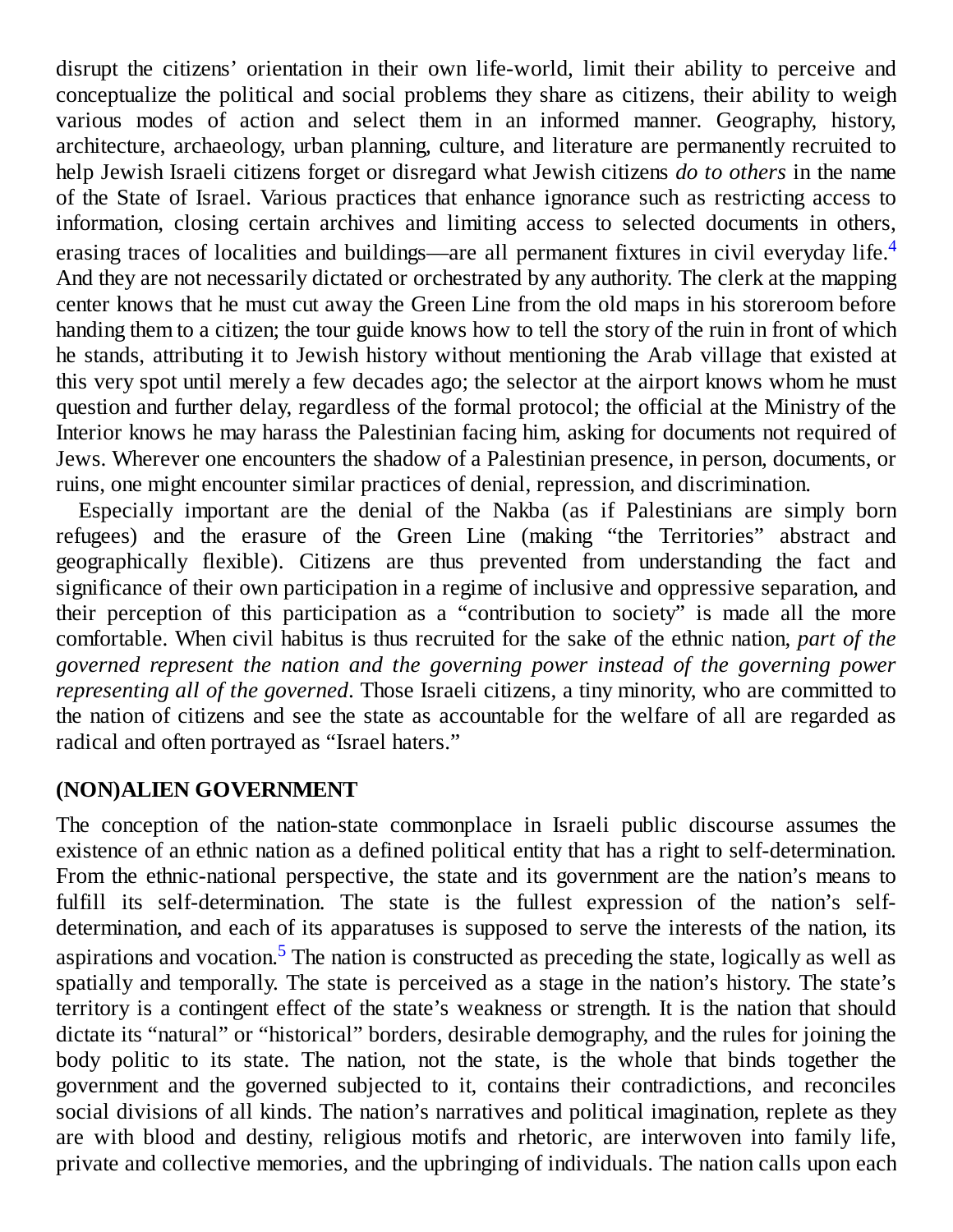disrupt the citizens' orientation in their own life-world, limit their ability to perceive and conceptualize the political and social problems they share as citizens, their ability to weigh various modes of action and select them in an informed manner. Geography, history, architecture, archaeology, urban planning, culture, and literature are permanently recruited to help Jewish Israeli citizens forget or disregard what Jewish citizens *do to others* in the name of the State of Israel. Various practices that enhance ignorance such as restricting access to information, closing certain archives and limiting access to selected documents in others, erasing traces of localities and buildings—are all permanent fixtures in civil everyday life.[4] And they are not necessarily dictated or orchestrated by any authority. The clerk at the mapping center knows that he must cut away the Green Line from the old maps in his storeroom before handing them to a citizen; the tour guide knows how to tell the story of the ruin in front of which he stands, attributing it to Jewish history without mentioning the Arab village that existed at this very spot until merely a few decades ago; the selector at the airport knows whom he must question and further delay, regardless of the formal protocol; the official at the Ministry of the Interior knows he may harass the Palestinian facing him, asking for documents not required of Jews. Wherever one encounters the shadow of a Palestinian presence, in person, documents, or ruins, one might encounter similar practices of denial, repression, and discrimination.

Especially important are the denial of the Nakba (as if Palestinians are simply born refugees) and the erasure of the Green Line (making "the Territories" abstract and geographically flexible). Citizens are thus prevented from understanding the fact and significance of their own participation in a regime of inclusive and oppressive separation, and their perception of this participation as a "contribution to society" is made all the more comfortable. When civil habitus is thus recruited for the sake of the ethnic nation, *part of the governed represent the nation and the governing power instead of the governing power representing all of the governed*. Those Israeli citizens, a tiny minority, who are committed to the nation of citizens and see the state as accountable for the welfare of all are regarded as radical and often portrayed as "Israel haters."

## (NON)ALIEN GOVERNMENT

The conception of the nation-state commonplace in Israeli public discourse assumes the existence of an ethnic nation as a defined political entity that has a right to self-determination. From the ethnic-national perspective, the state and its government are the nation's means to fulfill its self-determination. The state is the fullest expression of the nation's self-determination, and each of its apparatuses is supposed to serve the interests of the nation, its aspirations and vocation.[5] The nation is constructed as preceding the state, logically as well as spatially and temporally. The state is perceived as a stage in the nation's history. The state's territory is a contingent effect of the state's weakness or strength. It is the nation that should dictate its "natural" or "historical" borders, desirable demography, and the rules for joining the body politic to its state. The nation, not the state, is the whole that binds together the government and the governed subjected to it, contains their contradictions, and reconciles social divisions of all kinds. The nation's narratives and political imagination, replete as they are with blood and destiny, religious motifs and rhetoric, are interwoven into family life, private and collective memories, and the upbringing of individuals. The nation calls upon each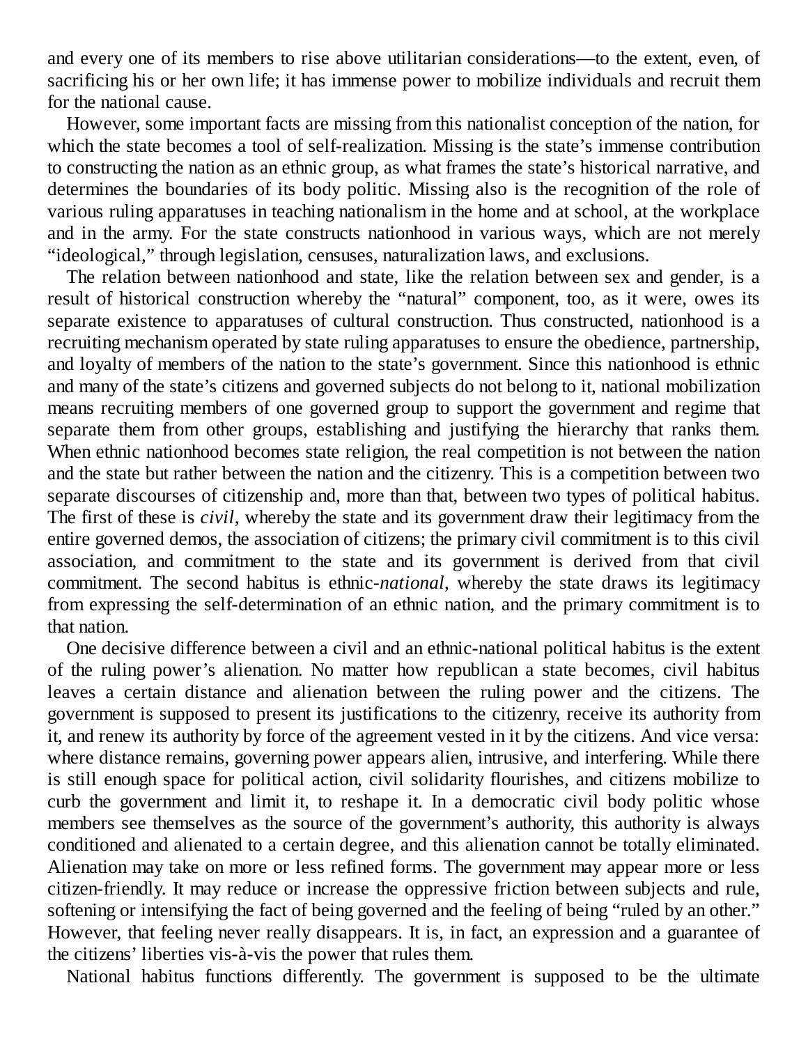and every one of its members to rise above utilitarian considerations—to the extent, even, of sacrificing his or her own life; it has immense power to mobilize individuals and recruit them for the national cause.

However, some important facts are missing from this nationalist conception of the nation, for which the state becomes a tool of self-realization. Missing is the state's immense contribution to constructing the nation as an ethnic group, as what frames the state's historical narrative, and determines the boundaries of its body politic. Missing also is the recognition of the role of various ruling apparatuses in teaching nationalism in the home and at school, at the workplace and in the army. For the state constructs nationhood in various ways, which are not merely "ideological," through legislation, censuses, naturalization laws, and exclusions.

The relation between nationhood and state, like the relation between sex and gender, is a result of historical construction whereby the "natural" component, too, as it were, owes its separate existence to apparatuses of cultural construction. Thus constructed, nationhood is a recruiting mechanism operated by state ruling apparatuses to ensure the obedience, partnership, and loyalty of members of the nation to the state's government. Since this nationhood is ethnic and many of the state's citizens and governed subjects do not belong to it, national mobilization means recruiting members of one governed group to support the government and regime that separate them from other groups, establishing and justifying the hierarchy that ranks them. When ethnic nationhood becomes state religion, the real competition is not between the nation and the state but rather between the nation and the citizenry. This is a competition between two separate discourses of citizenship and, more than that, between two types of political habitus. The first of these is *civil*, whereby the state and its government draw their legitimacy from the entire governed demos, the association of citizens; the primary civil commitment is to this civil association, and commitment to the state and its government is derived from that civil commitment. The second habitus is ethnic-*national,* whereby the state draws its legitimacy from expressing the self-determination of an ethnic nation, and the primary commitment is to that nation.

One decisive difference between a civil and an ethnic-national political habitus is the extent of the ruling power's alienation. No matter how republican a state becomes, civil habitus leaves a certain distance and alienation between the ruling power and the citizens. The government is supposed to present its justifications to the citizenry, receive its authority from it, and renew its authority by force of the agreement vested in it by the citizens. And vice versa: where distance remains, governing power appears alien, intrusive, and interfering. While there is still enough space for political action, civil solidarity flourishes, and citizens mobilize to curb the government and limit it, to reshape it. In a democratic civil body politic whose members see themselves as the source of the government's authority, this authority is always conditioned and alienated to a certain degree, and this alienation cannot be totally eliminated. Alienation may take on more or less refined forms. The government may appear more or less citizen-friendly. It may reduce or increase the oppressive friction between subjects and rule, softening or intensifying the fact of being governed and the feeling of being "ruled by an other." However, that feeling never really disappears. It is, in fact, an expression and a guarantee of the citizens' liberties vis-à-vis the power that rules them.

National habitus functions differently. The government is supposed to be the ultimate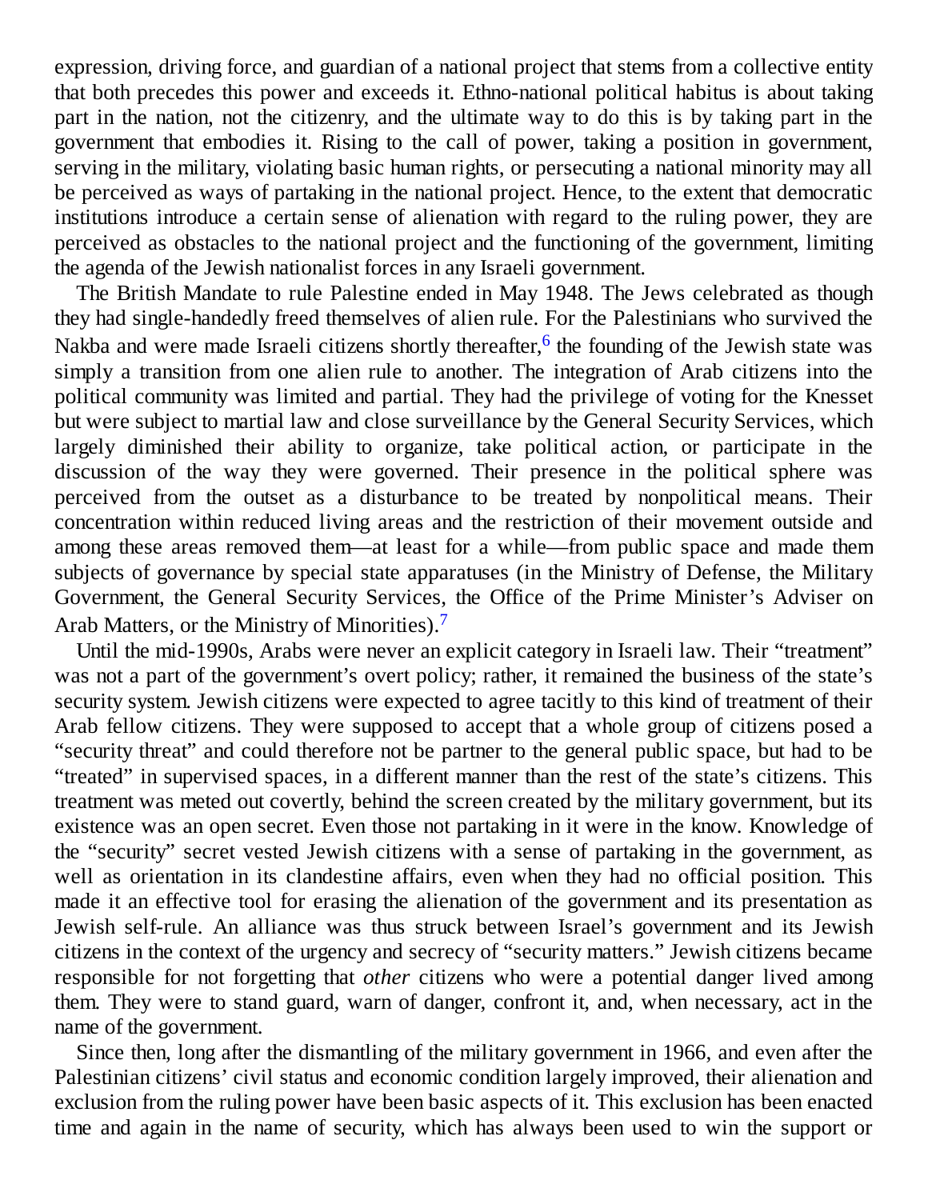expression, driving force, and guardian of a national project that stems from a collective entity that both precedes this power and exceeds it. Ethno-national political habitus is about taking part in the nation, not the citizenry, and the ultimate way to do this is by taking part in the government that embodies it. Rising to the call of power, taking a position in government, serving in the military, violating basic human rights, or persecuting a national minority may all be perceived as ways of partaking in the national project. Hence, to the extent that democratic institutions introduce a certain sense of alienation with regard to the ruling power, they are perceived as obstacles to the national project and the functioning of the government, limiting the agenda of the Jewish nationalist forces in any Israeli government.

The British Mandate to rule Palestine ended in May 1948. The Jews celebrated as though they had single-handedly freed themselves of alien rule. For the Palestinians who survived the Nakba and were made Israeli citizens shortly thereafter,[6] the founding of the Jewish state was simply a transition from one alien rule to another. The integration of Arab citizens into the political community was limited and partial. They had the privilege of voting for the Knesset but were subject to martial law and close surveillance by the General Security Services, which largely diminished their ability to organize, take political action, or participate in the discussion of the way they were governed. Their presence in the political sphere was perceived from the outset as a disturbance to be treated by nonpolitical means. Their concentration within reduced living areas and the restriction of their movement outside and among these areas removed them—at least for a while—from public space and made them subjects of governance by special state apparatuses (in the Ministry of Defense, the Military Government, the General Security Services, the Office of the Prime Minister's Adviser on Arab Matters, or the Ministry of Minorities).[7]

Until the mid-1990s, Arabs were never an explicit category in Israeli law. Their "treatment" was not a part of the government's overt policy; rather, it remained the business of the state's security system. Jewish citizens were expected to agree tacitly to this kind of treatment of their Arab fellow citizens. They were supposed to accept that a whole group of citizens posed a "security threat" and could therefore not be partner to the general public space, but had to be "treated" in supervised spaces, in a different manner than the rest of the state's citizens. This treatment was meted out covertly, behind the screen created by the military government, but its existence was an open secret. Even those not partaking in it were in the know. Knowledge of the "security" secret vested Jewish citizens with a sense of partaking in the government, as well as orientation in its clandestine affairs, even when they had no official position. This made it an effective tool for erasing the alienation of the government and its presentation as Jewish self-rule. An alliance was thus struck between Israel's government and its Jewish citizens in the context of the urgency and secrecy of "security matters." Jewish citizens became responsible for not forgetting that *other* citizens who were a potential danger lived among them. They were to stand guard, warn of danger, confront it, and, when necessary, act in the name of the government.

Since then, long after the dismantling of the military government in 1966, and even after the Palestinian citizens' civil status and economic condition largely improved, their alienation and exclusion from the ruling power have been basic aspects of it. This exclusion has been enacted time and again in the name of security, which has always been used to win the support or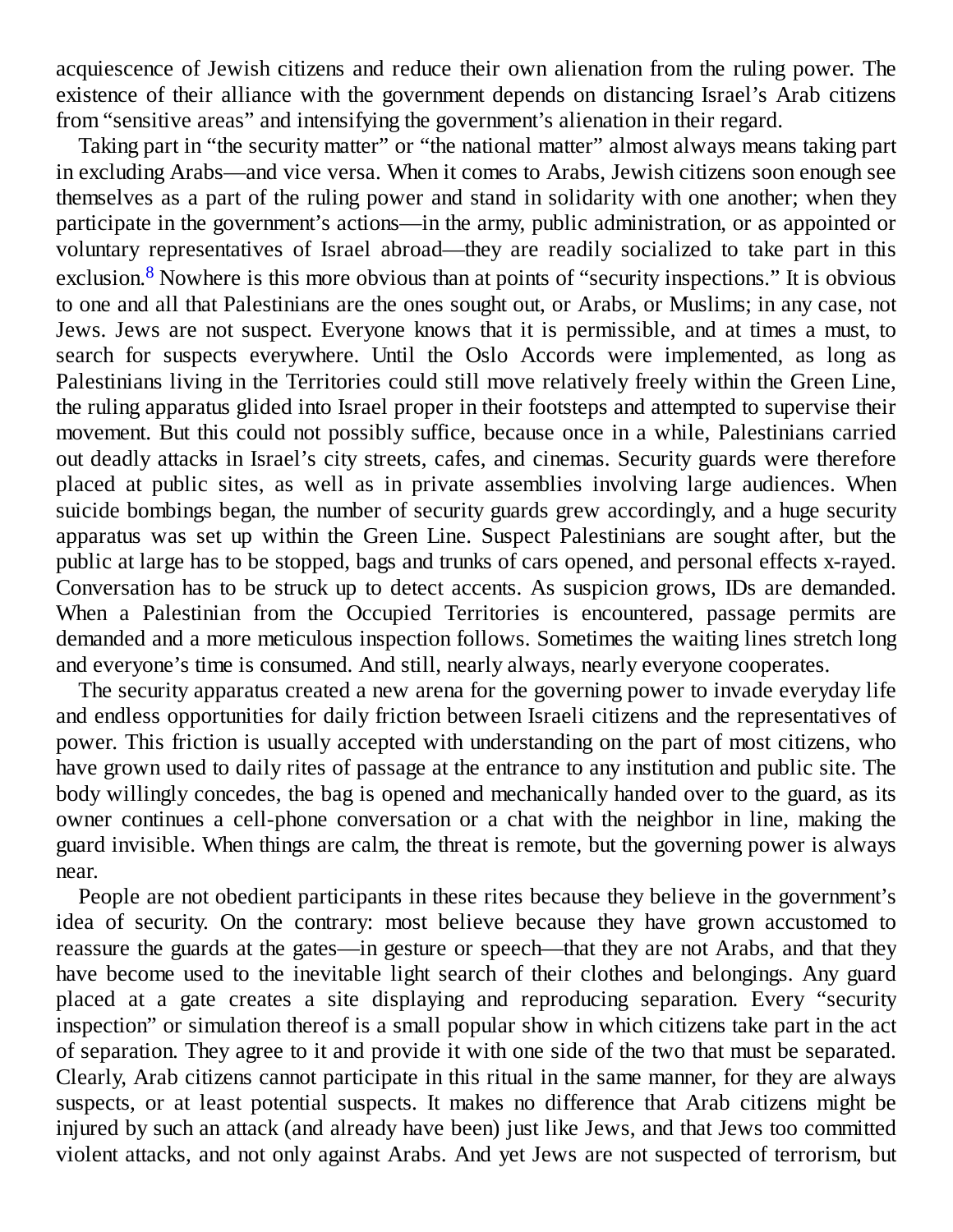acquiescence of Jewish citizens and reduce their own alienation from the ruling power. The existence of their alliance with the government depends on distancing Israel's Arab citizens from "sensitive areas" and intensifying the government's alienation in their regard.

Taking part in "the security matter" or "the national matter" almost always means taking part in excluding Arabs—and vice versa. When it comes to Arabs, Jewish citizens soon enough see themselves as a part of the ruling power and stand in solidarity with one another; when they participate in the government's actions—in the army, public administration, or as appointed or voluntary representatives of Israel abroad—they are readily socialized to take part in this exclusion.[8] Nowhere is this more obvious than at points of "security inspections." It is obvious to one and all that Palestinians are the ones sought out, or Arabs, or Muslims; in any case, not Jews. Jews are not suspect. Everyone knows that it is permissible, and at times a must, to search for suspects everywhere. Until the Oslo Accords were implemented, as long as Palestinians living in the Territories could still move relatively freely within the Green Line, the ruling apparatus glided into Israel proper in their footsteps and attempted to supervise their movement. But this could not possibly suffice, because once in a while, Palestinians carried out deadly attacks in Israel's city streets, cafes, and cinemas. Security guards were therefore placed at public sites, as well as in private assemblies involving large audiences. When suicide bombings began, the number of security guards grew accordingly, and a huge security apparatus was set up within the Green Line. Suspect Palestinians are sought after, but the public at large has to be stopped, bags and trunks of cars opened, and personal effects x-rayed. Conversation has to be struck up to detect accents. As suspicion grows, IDs are demanded. When a Palestinian from the Occupied Territories is encountered, passage permits are demanded and a more meticulous inspection follows. Sometimes the waiting lines stretch long and everyone's time is consumed. And still, nearly always, nearly everyone cooperates.

The security apparatus created a new arena for the governing power to invade everyday life and endless opportunities for daily friction between Israeli citizens and the representatives of power. This friction is usually accepted with understanding on the part of most citizens, who have grown used to daily rites of passage at the entrance to any institution and public site. The body willingly concedes, the bag is opened and mechanically handed over to the guard, as its owner continues a cell-phone conversation or a chat with the neighbor in line, making the guard invisible. When things are calm, the threat is remote, but the governing power is always near.

People are not obedient participants in these rites because they believe in the government's idea of security. On the contrary: most believe because they have grown accustomed to reassure the guards at the gates—in gesture or speech—that they are not Arabs, and that they have become used to the inevitable light search of their clothes and belongings. Any guard placed at a gate creates a site displaying and reproducing separation. Every "security inspection" or simulation thereof is a small popular show in which citizens take part in the act of separation. They agree to it and provide it with one side of the two that must be separated. Clearly, Arab citizens cannot participate in this ritual in the same manner, for they are always suspects, or at least potential suspects. It makes no difference that Arab citizens might be injured by such an attack (and already have been) just like Jews, and that Jews too committed violent attacks, and not only against Arabs. And yet Jews are not suspected of terrorism, but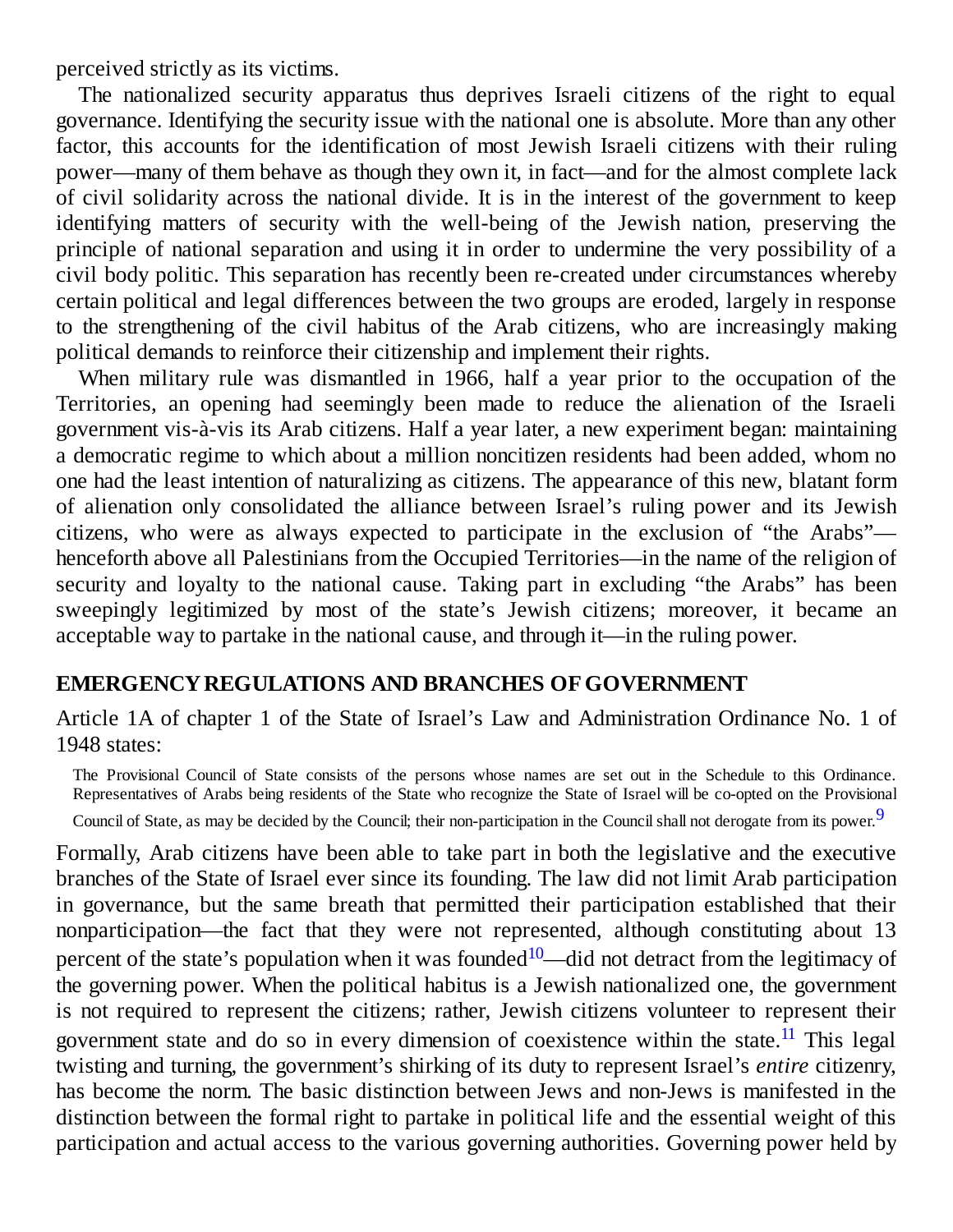perceived strictly as its victims.

The nationalized security apparatus thus deprives Israeli citizens of the right to equal governance. Identifying the security issue with the national one is absolute. More than any other factor, this accounts for the identification of most Jewish Israeli citizens with their ruling power—many of them behave as though they own it, in fact—and for the almost complete lack of civil solidarity across the national divide. It is in the interest of the government to keep identifying matters of security with the well-being of the Jewish nation, preserving the principle of national separation and using it in order to undermine the very possibility of a civil body politic. This separation has recently been re-created under circumstances whereby certain political and legal differences between the two groups are eroded, largely in response to the strengthening of the civil habitus of the Arab citizens, who are increasingly making political demands to reinforce their citizenship and implement their rights.

When military rule was dismantled in 1966, half a year prior to the occupation of the Territories, an opening had seemingly been made to reduce the alienation of the Israeli government vis-à-vis its Arab citizens. Half a year later, a new experiment began: maintaining a democratic regime to which about a million noncitizen residents had been added, whom no one had the least intention of naturalizing as citizens. The appearance of this new, blatant form of alienation only consolidated the alliance between Israel's ruling power and its Jewish citizens, who were as always expected to participate in the exclusion of "the Arabs"—henceforth above all Palestinians from the Occupied Territories—in the name of the religion of security and loyalty to the national cause. Taking part in excluding "the Arabs" has been sweepingly legitimized by most of the state's Jewish citizens; moreover, it became an acceptable way to partake in the national cause, and through it—in the ruling power.

## EMERGENCY REGULATIONS AND BRANCHES OF GOVERNMENT

Article 1A of chapter 1 of the State of Israel's Law and Administration Ordinance No. 1 of 1948 states:

> The Provisional Council of State consists of the persons whose names are set out in the Schedule to this Ordinance. Representatives of Arabs being residents of the State who recognize the State of Israel will be co-opted on the Provisional Council of State, as may be decided by the Council; their non-participation in the Council shall not derogate from its power.[9]

Formally, Arab citizens have been able to take part in both the legislative and the executive branches of the State of Israel ever since its founding. The law did not limit Arab participation in governance, but the same breath that permitted their participation established that their nonparticipation—the fact that they were not represented, although constituting about 13 percent of the state's population when it was founded[10]—did not detract from the legitimacy of the governing power. When the political habitus is a Jewish nationalized one, the government is not required to represent the citizens; rather, Jewish citizens volunteer to represent their government state and do so in every dimension of coexistence within the state.[11] This legal twisting and turning, the government's shirking of its duty to represent Israel's *entire* citizenry, has become the norm. The basic distinction between Jews and non-Jews is manifested in the distinction between the formal right to partake in political life and the essential weight of this participation and actual access to the various governing authorities. Governing power held by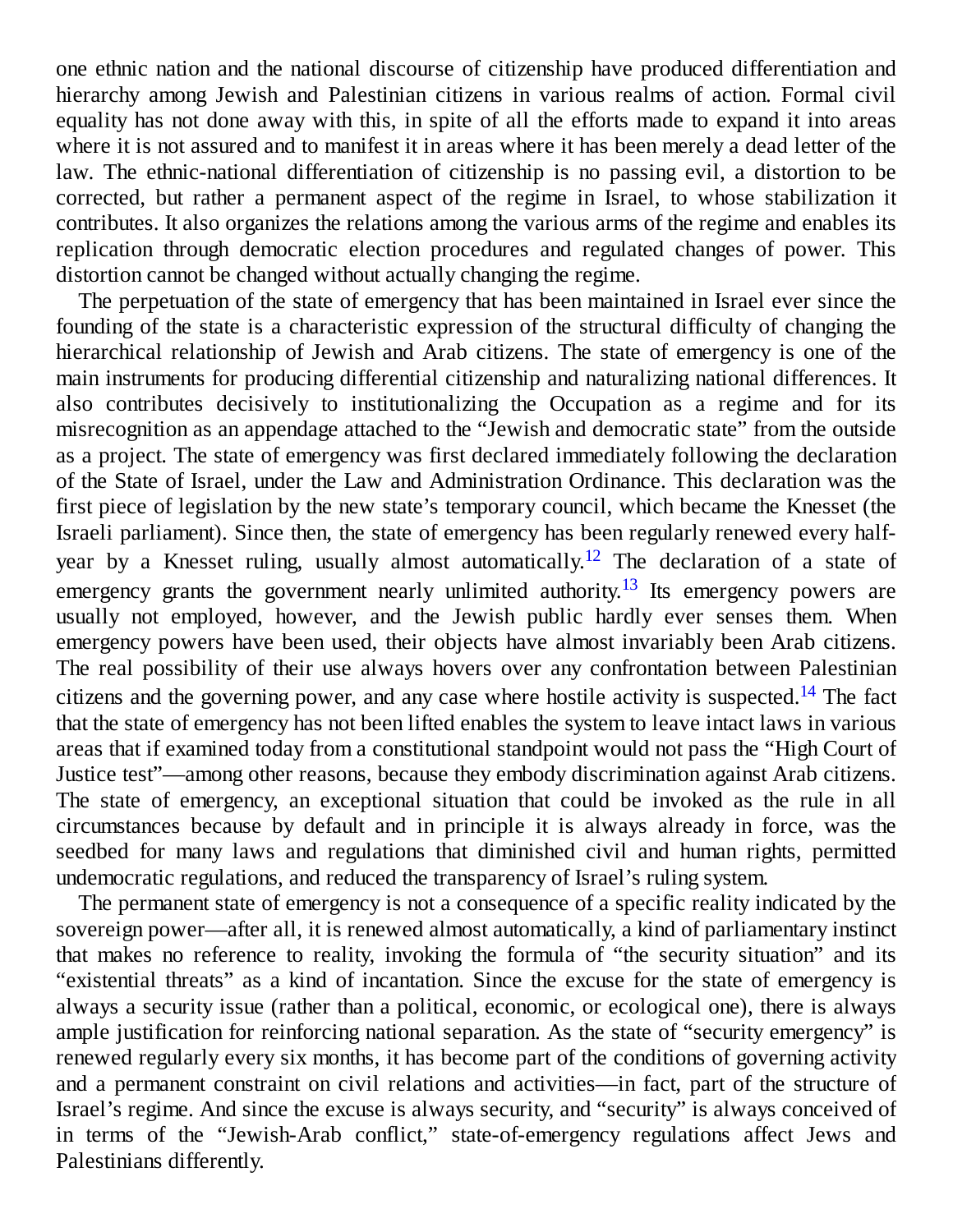one ethnic nation and the national discourse of citizenship have produced differentiation and hierarchy among Jewish and Palestinian citizens in various realms of action. Formal civil equality has not done away with this, in spite of all the efforts made to expand it into areas where it is not assured and to manifest it in areas where it has been merely a dead letter of the law. The ethnic-national differentiation of citizenship is no passing evil, a distortion to be corrected, but rather a permanent aspect of the regime in Israel, to whose stabilization it contributes. It also organizes the relations among the various arms of the regime and enables its replication through democratic election procedures and regulated changes of power. This distortion cannot be changed without actually changing the regime.

The perpetuation of the state of emergency that has been maintained in Israel ever since the founding of the state is a characteristic expression of the structural difficulty of changing the hierarchical relationship of Jewish and Arab citizens. The state of emergency is one of the main instruments for producing differential citizenship and naturalizing national differences. It also contributes decisively to institutionalizing the Occupation as a regime and for its misrecognition as an appendage attached to the "Jewish and democratic state" from the outside as a project. The state of emergency was first declared immediately following the declaration of the State of Israel, under the Law and Administration Ordinance. This declaration was the first piece of legislation by the new state's temporary council, which became the Knesset (the Israeli parliament). Since then, the state of emergency has been regularly renewed every half-year by a Knesset ruling, usually almost automatically.[12] The declaration of a state of emergency grants the government nearly unlimited authority.[13] Its emergency powers are usually not employed, however, and the Jewish public hardly ever senses them. When emergency powers have been used, their objects have almost invariably been Arab citizens. The real possibility of their use always hovers over any confrontation between Palestinian citizens and the governing power, and any case where hostile activity is suspected.[14] The fact that the state of emergency has not been lifted enables the system to leave intact laws in various areas that if examined today from a constitutional standpoint would not pass the "High Court of Justice test"—among other reasons, because they embody discrimination against Arab citizens. The state of emergency, an exceptional situation that could be invoked as the rule in all circumstances because by default and in principle it is always already in force, was the seedbed for many laws and regulations that diminished civil and human rights, permitted undemocratic regulations, and reduced the transparency of Israel's ruling system.

The permanent state of emergency is not a consequence of a specific reality indicated by the sovereign power—after all, it is renewed almost automatically, a kind of parliamentary instinct that makes no reference to reality, invoking the formula of "the security situation" and its "existential threats" as a kind of incantation. Since the excuse for the state of emergency is always a security issue (rather than a political, economic, or ecological one), there is always ample justification for reinforcing national separation. As the state of "security emergency" is renewed regularly every six months, it has become part of the conditions of governing activity and a permanent constraint on civil relations and activities—in fact, part of the structure of Israel's regime. And since the excuse is always security, and "security" is always conceived of in terms of the "Jewish-Arab conflict," state-of-emergency regulations affect Jews and Palestinians differently.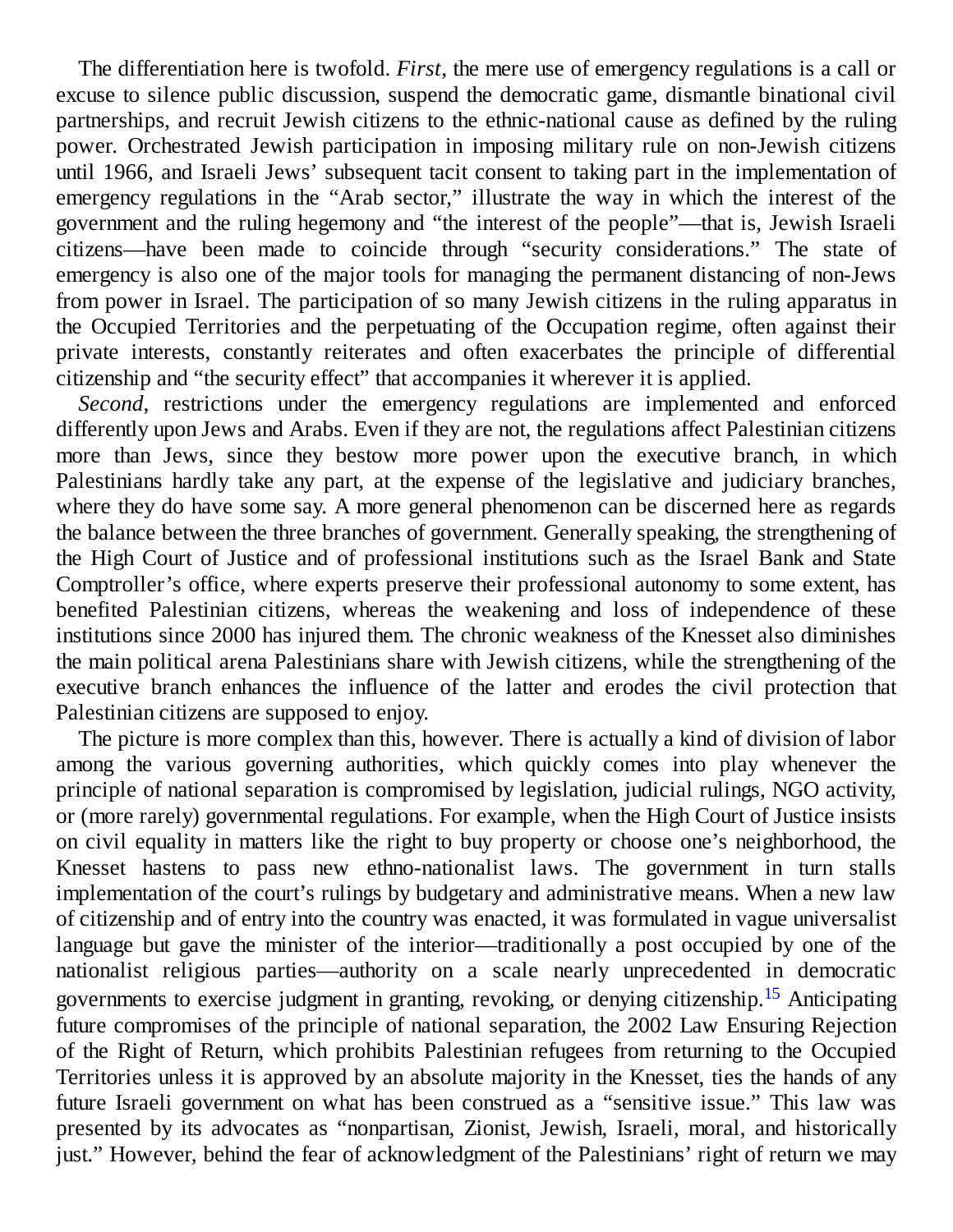The differentiation here is twofold. *First*, the mere use of emergency regulations is a call or excuse to silence public discussion, suspend the democratic game, dismantle binational civil partnerships, and recruit Jewish citizens to the ethnic-national cause as defined by the ruling power. Orchestrated Jewish participation in imposing military rule on non-Jewish citizens until 1966, and Israeli Jews' subsequent tacit consent to taking part in the implementation of emergency regulations in the "Arab sector," illustrate the way in which the interest of the government and the ruling hegemony and "the interest of the people"—that is, Jewish Israeli citizens—have been made to coincide through "security considerations." The state of emergency is also one of the major tools for managing the permanent distancing of non-Jews from power in Israel. The participation of so many Jewish citizens in the ruling apparatus in the Occupied Territories and the perpetuating of the Occupation regime, often against their private interests, constantly reiterates and often exacerbates the principle of differential citizenship and "the security effect" that accompanies it wherever it is applied.

*Second*, restrictions under the emergency regulations are implemented and enforced differently upon Jews and Arabs. Even if they are not, the regulations affect Palestinian citizens more than Jews, since they bestow more power upon the executive branch, in which Palestinians hardly take any part, at the expense of the legislative and judiciary branches, where they do have some say. A more general phenomenon can be discerned here as regards the balance between the three branches of government. Generally speaking, the strengthening of the High Court of Justice and of professional institutions such as the Israel Bank and State Comptroller's office, where experts preserve their professional autonomy to some extent, has benefited Palestinian citizens, whereas the weakening and loss of independence of these institutions since 2000 has injured them. The chronic weakness of the Knesset also diminishes the main political arena Palestinians share with Jewish citizens, while the strengthening of the executive branch enhances the influence of the latter and erodes the civil protection that Palestinian citizens are supposed to enjoy.

The picture is more complex than this, however. There is actually a kind of division of labor among the various governing authorities, which quickly comes into play whenever the principle of national separation is compromised by legislation, judicial rulings, NGO activity, or (more rarely) governmental regulations. For example, when the High Court of Justice insists on civil equality in matters like the right to buy property or choose one's neighborhood, the Knesset hastens to pass new ethno-nationalist laws. The government in turn stalls implementation of the court's rulings by budgetary and administrative means. When a new law of citizenship and of entry into the country was enacted, it was formulated in vague universalist language but gave the minister of the interior—traditionally a post occupied by one of the nationalist religious parties—authority on a scale nearly unprecedented in democratic governments to exercise judgment in granting, revoking, or denying citizenship.[15] Anticipating future compromises of the principle of national separation, the 2002 Law Ensuring Rejection of the Right of Return, which prohibits Palestinian refugees from returning to the Occupied Territories unless it is approved by an absolute majority in the Knesset, ties the hands of any future Israeli government on what has been construed as a "sensitive issue." This law was presented by its advocates as "nonpartisan, Zionist, Jewish, Israeli, moral, and historically just." However, behind the fear of acknowledgment of the Palestinians' right of return we may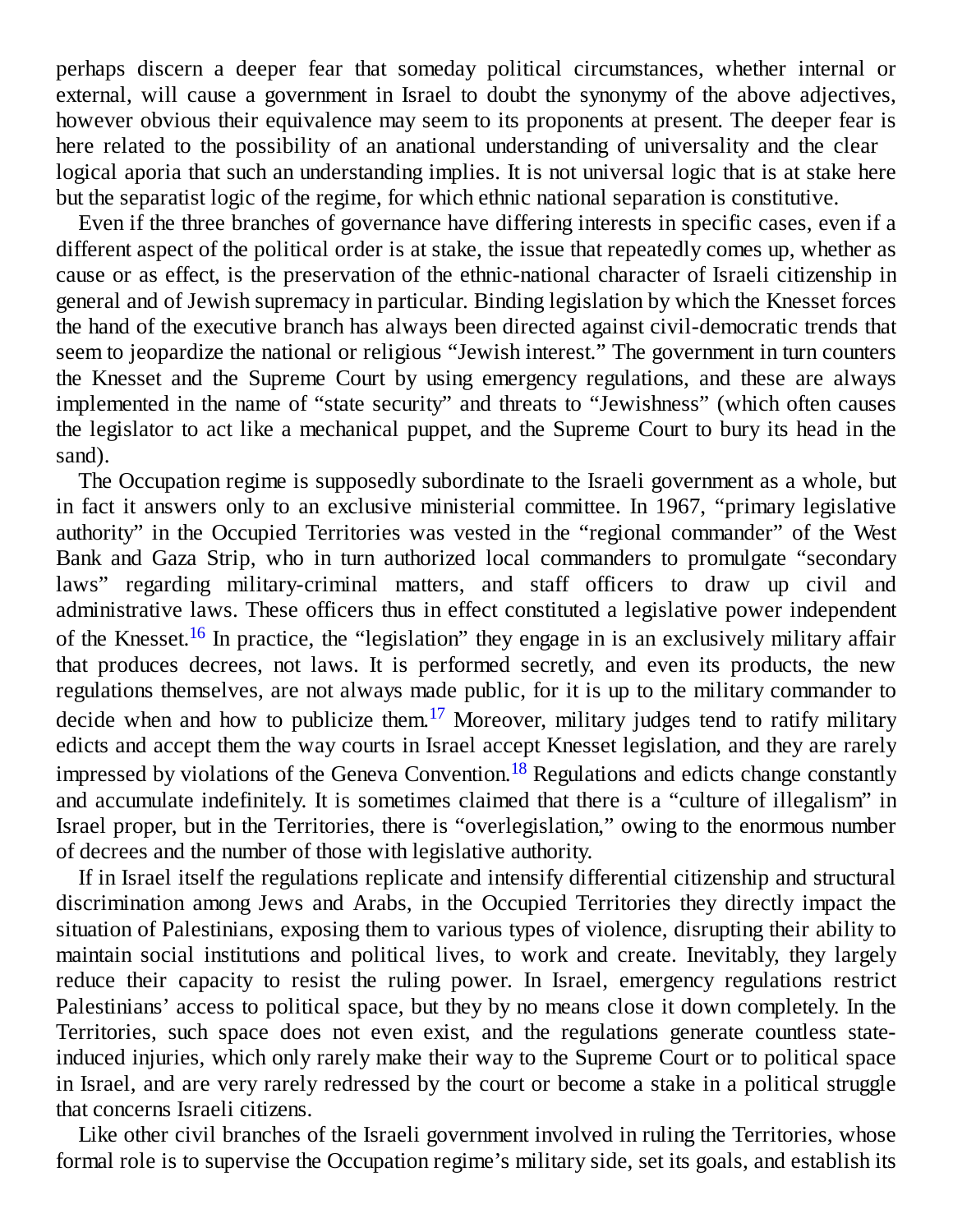perhaps discern a deeper fear that someday political circumstances, whether internal or external, will cause a government in Israel to doubt the synonymy of the above adjectives, however obvious their equivalence may seem to its proponents at present. The deeper fear is here related to the possibility of an anational understanding of universality and the clear logical aporia that such an understanding implies. It is not universal logic that is at stake here but the separatist logic of the regime, for which ethnic national separation is constitutive.

Even if the three branches of governance have differing interests in specific cases, even if a different aspect of the political order is at stake, the issue that repeatedly comes up, whether as cause or as effect, is the preservation of the ethnic-national character of Israeli citizenship in general and of Jewish supremacy in particular. Binding legislation by which the Knesset forces the hand of the executive branch has always been directed against civil-democratic trends that seem to jeopardize the national or religious "Jewish interest." The government in turn counters the Knesset and the Supreme Court by using emergency regulations, and these are always implemented in the name of "state security" and threats to "Jewishness" (which often causes the legislator to act like a mechanical puppet, and the Supreme Court to bury its head in the sand).

The Occupation regime is supposedly subordinate to the Israeli government as a whole, but in fact it answers only to an exclusive ministerial committee. In 1967, "primary legislative authority" in the Occupied Territories was vested in the "regional commander" of the West Bank and Gaza Strip, who in turn authorized local commanders to promulgate "secondary laws" regarding military-criminal matters, and staff officers to draw up civil and administrative laws. These officers thus in effect constituted a legislative power independent of the Knesset.[16] In practice, the "legislation" they engage in is an exclusively military affair that produces decrees, not laws. It is performed secretly, and even its products, the new regulations themselves, are not always made public, for it is up to the military commander to decide when and how to publicize them.[17] Moreover, military judges tend to ratify military edicts and accept them the way courts in Israel accept Knesset legislation, and they are rarely impressed by violations of the Geneva Convention.[18] Regulations and edicts change constantly and accumulate indefinitely. It is sometimes claimed that there is a "culture of illegalism" in Israel proper, but in the Territories, there is "overlegislation," owing to the enormous number of decrees and the number of those with legislative authority.

If in Israel itself the regulations replicate and intensify differential citizenship and structural discrimination among Jews and Arabs, in the Occupied Territories they directly impact the situation of Palestinians, exposing them to various types of violence, disrupting their ability to maintain social institutions and political lives, to work and create. Inevitably, they largely reduce their capacity to resist the ruling power. In Israel, emergency regulations restrict Palestinians' access to political space, but they by no means close it down completely. In the Territories, such space does not even exist, and the regulations generate countless state-induced injuries, which only rarely make their way to the Supreme Court or to political space in Israel, and are very rarely redressed by the court or become a stake in a political struggle that concerns Israeli citizens.

Like other civil branches of the Israeli government involved in ruling the Territories, whose formal role is to supervise the Occupation regime's military side, set its goals, and establish its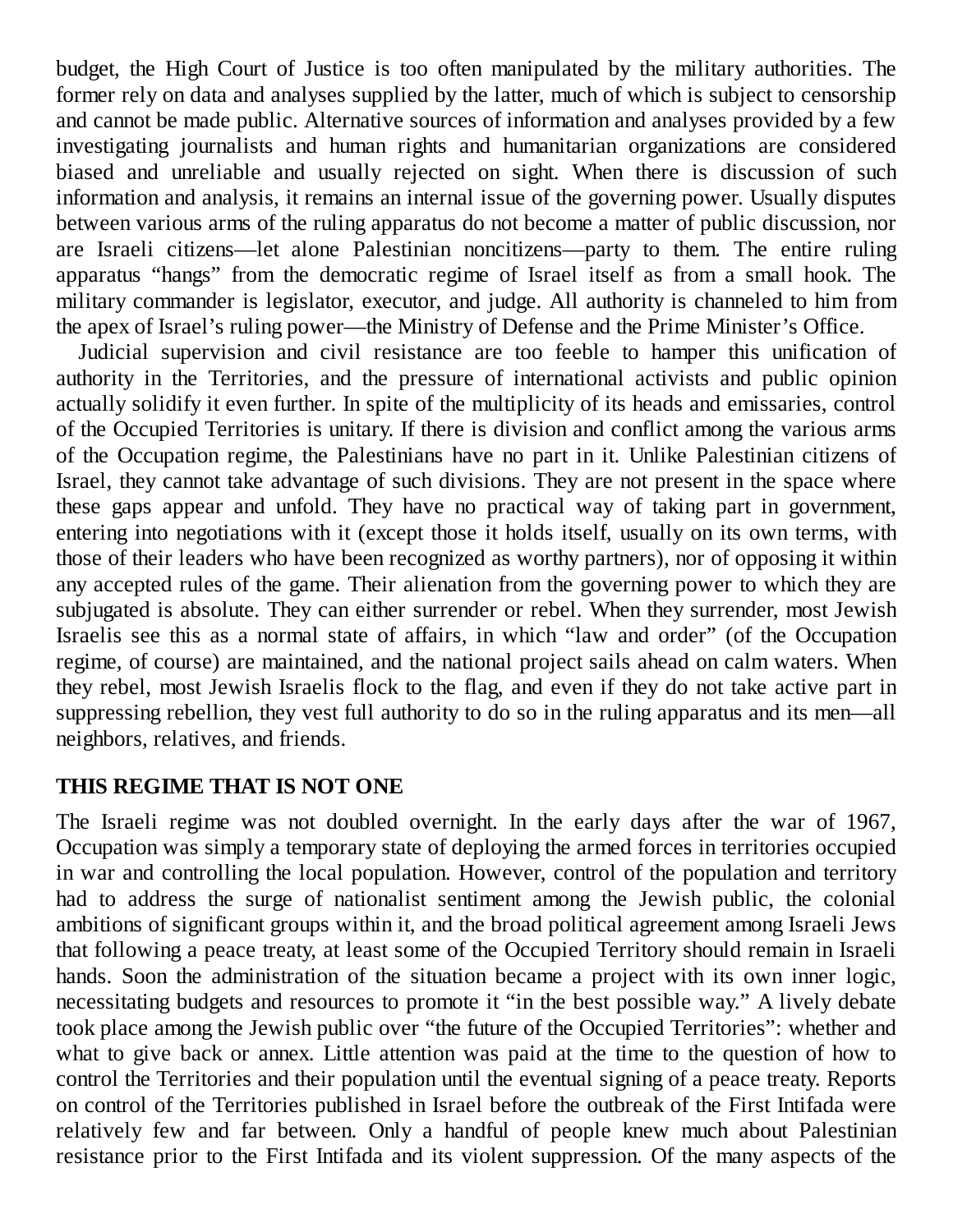budget, the High Court of Justice is too often manipulated by the military authorities. The former rely on data and analyses supplied by the latter, much of which is subject to censorship and cannot be made public. Alternative sources of information and analyses provided by a few investigating journalists and human rights and humanitarian organizations are considered biased and unreliable and usually rejected on sight. When there is discussion of such information and analysis, it remains an internal issue of the governing power. Usually disputes between various arms of the ruling apparatus do not become a matter of public discussion, nor are Israeli citizens—let alone Palestinian noncitizens—party to them. The entire ruling apparatus "hangs" from the democratic regime of Israel itself as from a small hook. The military commander is legislator, executor, and judge. All authority is channeled to him from the apex of Israel's ruling power—the Ministry of Defense and the Prime Minister's Office.

Judicial supervision and civil resistance are too feeble to hamper this unification of authority in the Territories, and the pressure of international activists and public opinion actually solidify it even further. In spite of the multiplicity of its heads and emissaries, control of the Occupied Territories is unitary. If there is division and conflict among the various arms of the Occupation regime, the Palestinians have no part in it. Unlike Palestinian citizens of Israel, they cannot take advantage of such divisions. They are not present in the space where these gaps appear and unfold. They have no practical way of taking part in government, entering into negotiations with it (except those it holds itself, usually on its own terms, with those of their leaders who have been recognized as worthy partners), nor of opposing it within any accepted rules of the game. Their alienation from the governing power to which they are subjugated is absolute. They can either surrender or rebel. When they surrender, most Jewish Israelis see this as a normal state of affairs, in which "law and order" (of the Occupation regime, of course) are maintained, and the national project sails ahead on calm waters. When they rebel, most Jewish Israelis flock to the flag, and even if they do not take active part in suppressing rebellion, they vest full authority to do so in the ruling apparatus and its men—all neighbors, relatives, and friends.

## THIS REGIME THAT IS NOT ONE

The Israeli regime was not doubled overnight. In the early days after the war of 1967, Occupation was simply a temporary state of deploying the armed forces in territories occupied in war and controlling the local population. However, control of the population and territory had to address the surge of nationalist sentiment among the Jewish public, the colonial ambitions of significant groups within it, and the broad political agreement among Israeli Jews that following a peace treaty, at least some of the Occupied Territory should remain in Israeli hands. Soon the administration of the situation became a project with its own inner logic, necessitating budgets and resources to promote it "in the best possible way." A lively debate took place among the Jewish public over "the future of the Occupied Territories": whether and what to give back or annex. Little attention was paid at the time to the question of how to control the Territories and their population until the eventual signing of a peace treaty. Reports on control of the Territories published in Israel before the outbreak of the First Intifada were relatively few and far between. Only a handful of people knew much about Palestinian resistance prior to the First Intifada and its violent suppression. Of the many aspects of the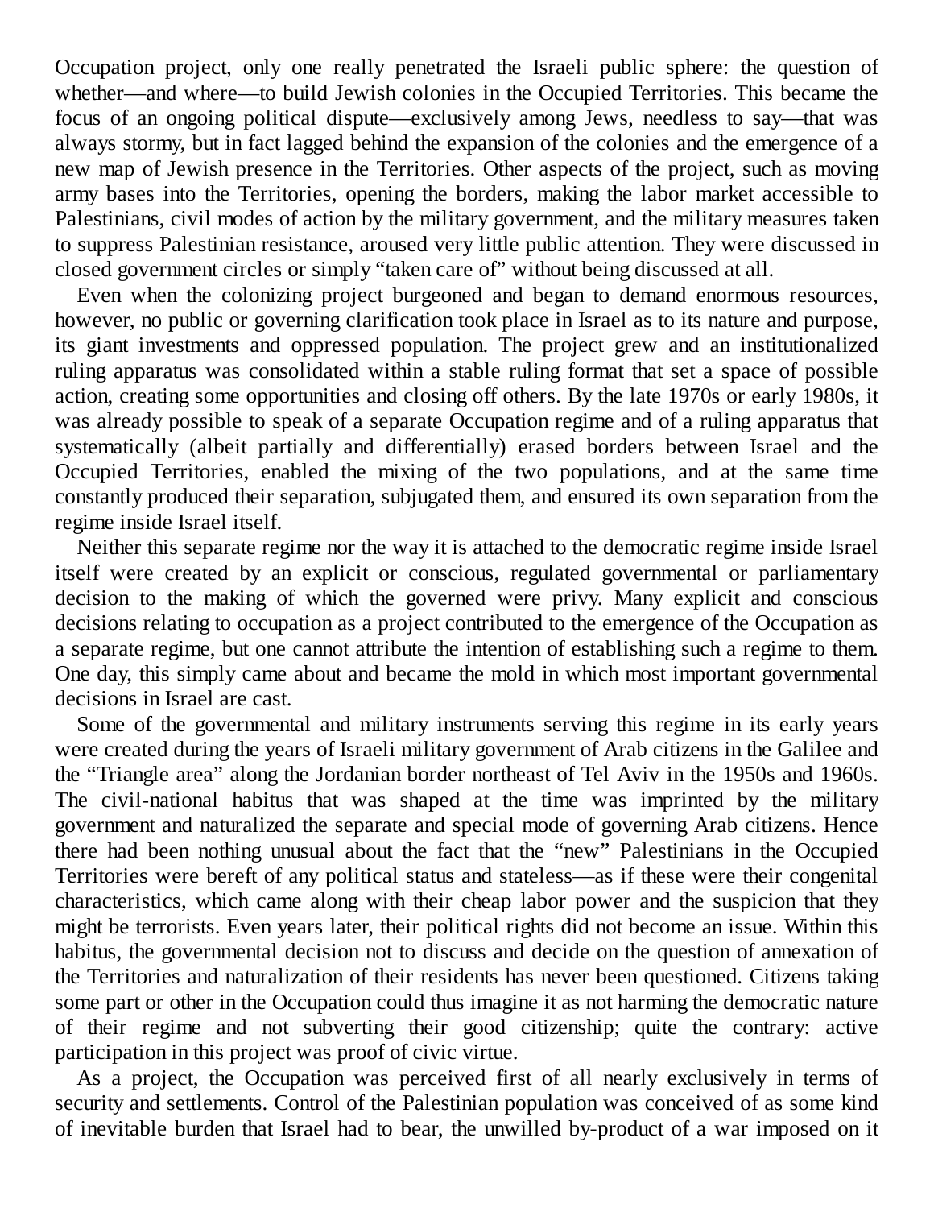Occupation project, only one really penetrated the Israeli public sphere: the question of whether—and where—to build Jewish colonies in the Occupied Territories. This became the focus of an ongoing political dispute—exclusively among Jews, needless to say—that was always stormy, but in fact lagged behind the expansion of the colonies and the emergence of a new map of Jewish presence in the Territories. Other aspects of the project, such as moving army bases into the Territories, opening the borders, making the labor market accessible to Palestinians, civil modes of action by the military government, and the military measures taken to suppress Palestinian resistance, aroused very little public attention. They were discussed in closed government circles or simply "taken care of" without being discussed at all.

Even when the colonizing project burgeoned and began to demand enormous resources, however, no public or governing clarification took place in Israel as to its nature and purpose, its giant investments and oppressed population. The project grew and an institutionalized ruling apparatus was consolidated within a stable ruling format that set a space of possible action, creating some opportunities and closing off others. By the late 1970s or early 1980s, it was already possible to speak of a separate Occupation regime and of a ruling apparatus that systematically (albeit partially and differentially) erased borders between Israel and the Occupied Territories, enabled the mixing of the two populations, and at the same time constantly produced their separation, subjugated them, and ensured its own separation from the regime inside Israel itself.

Neither this separate regime nor the way it is attached to the democratic regime inside Israel itself were created by an explicit or conscious, regulated governmental or parliamentary decision to the making of which the governed were privy. Many explicit and conscious decisions relating to occupation as a project contributed to the emergence of the Occupation as a separate regime, but one cannot attribute the intention of establishing such a regime to them. One day, this simply came about and became the mold in which most important governmental decisions in Israel are cast.

Some of the governmental and military instruments serving this regime in its early years were created during the years of Israeli military government of Arab citizens in the Galilee and the "Triangle area" along the Jordanian border northeast of Tel Aviv in the 1950s and 1960s. The civil-national habitus that was shaped at the time was imprinted by the military government and naturalized the separate and special mode of governing Arab citizens. Hence there had been nothing unusual about the fact that the "new" Palestinians in the Occupied Territories were bereft of any political status and stateless—as if these were their congenital characteristics, which came along with their cheap labor power and the suspicion that they might be terrorists. Even years later, their political rights did not become an issue. Within this habitus, the governmental decision not to discuss and decide on the question of annexation of the Territories and naturalization of their residents has never been questioned. Citizens taking some part or other in the Occupation could thus imagine it as not harming the democratic nature of their regime and not subverting their good citizenship; quite the contrary: active participation in this project was proof of civic virtue.

As a project, the Occupation was perceived first of all nearly exclusively in terms of security and settlements. Control of the Palestinian population was conceived of as some kind of inevitable burden that Israel had to bear, the unwilled by-product of a war imposed on it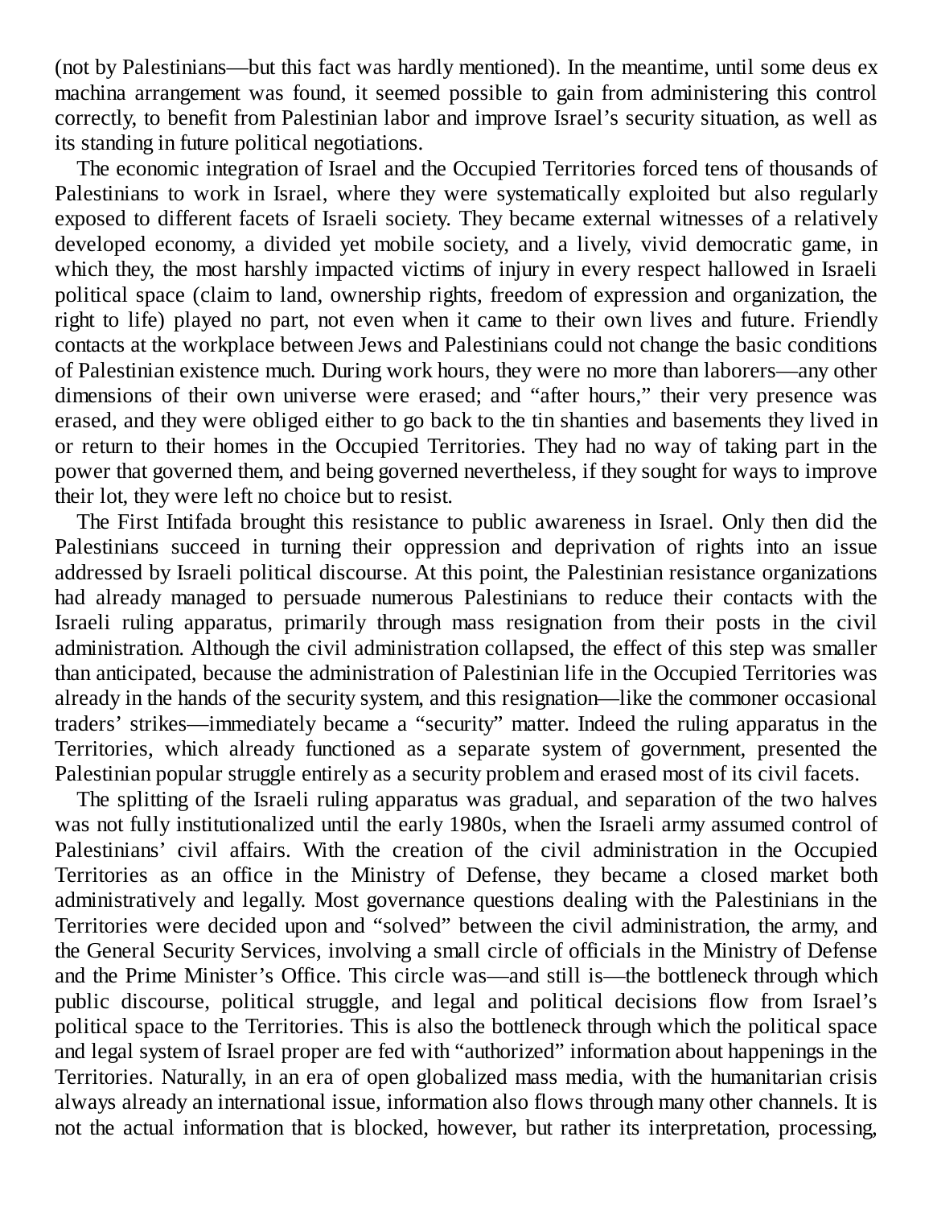(not by Palestinians—but this fact was hardly mentioned). In the meantime, until some deus ex machina arrangement was found, it seemed possible to gain from administering this control correctly, to benefit from Palestinian labor and improve Israel's security situation, as well as its standing in future political negotiations.

The economic integration of Israel and the Occupied Territories forced tens of thousands of Palestinians to work in Israel, where they were systematically exploited but also regularly exposed to different facets of Israeli society. They became external witnesses of a relatively developed economy, a divided yet mobile society, and a lively, vivid democratic game, in which they, the most harshly impacted victims of injury in every respect hallowed in Israeli political space (claim to land, ownership rights, freedom of expression and organization, the right to life) played no part, not even when it came to their own lives and future. Friendly contacts at the workplace between Jews and Palestinians could not change the basic conditions of Palestinian existence much. During work hours, they were no more than laborers—any other dimensions of their own universe were erased; and "after hours," their very presence was erased, and they were obliged either to go back to the tin shanties and basements they lived in or return to their homes in the Occupied Territories. They had no way of taking part in the power that governed them, and being governed nevertheless, if they sought for ways to improve their lot, they were left no choice but to resist.

The First Intifada brought this resistance to public awareness in Israel. Only then did the Palestinians succeed in turning their oppression and deprivation of rights into an issue addressed by Israeli political discourse. At this point, the Palestinian resistance organizations had already managed to persuade numerous Palestinians to reduce their contacts with the Israeli ruling apparatus, primarily through mass resignation from their posts in the civil administration. Although the civil administration collapsed, the effect of this step was smaller than anticipated, because the administration of Palestinian life in the Occupied Territories was already in the hands of the security system, and this resignation—like the commoner occasional traders' strikes—immediately became a "security" matter. Indeed the ruling apparatus in the Territories, which already functioned as a separate system of government, presented the Palestinian popular struggle entirely as a security problem and erased most of its civil facets.

The splitting of the Israeli ruling apparatus was gradual, and separation of the two halves was not fully institutionalized until the early 1980s, when the Israeli army assumed control of Palestinians' civil affairs. With the creation of the civil administration in the Occupied Territories as an office in the Ministry of Defense, they became a closed market both administratively and legally. Most governance questions dealing with the Palestinians in the Territories were decided upon and "solved" between the civil administration, the army, and the General Security Services, involving a small circle of officials in the Ministry of Defense and the Prime Minister's Office. This circle was—and still is—the bottleneck through which public discourse, political struggle, and legal and political decisions flow from Israel's political space to the Territories. This is also the bottleneck through which the political space and legal system of Israel proper are fed with "authorized" information about happenings in the Territories. Naturally, in an era of open globalized mass media, with the humanitarian crisis always already an international issue, information also flows through many other channels. It is not the actual information that is blocked, however, but rather its interpretation, processing,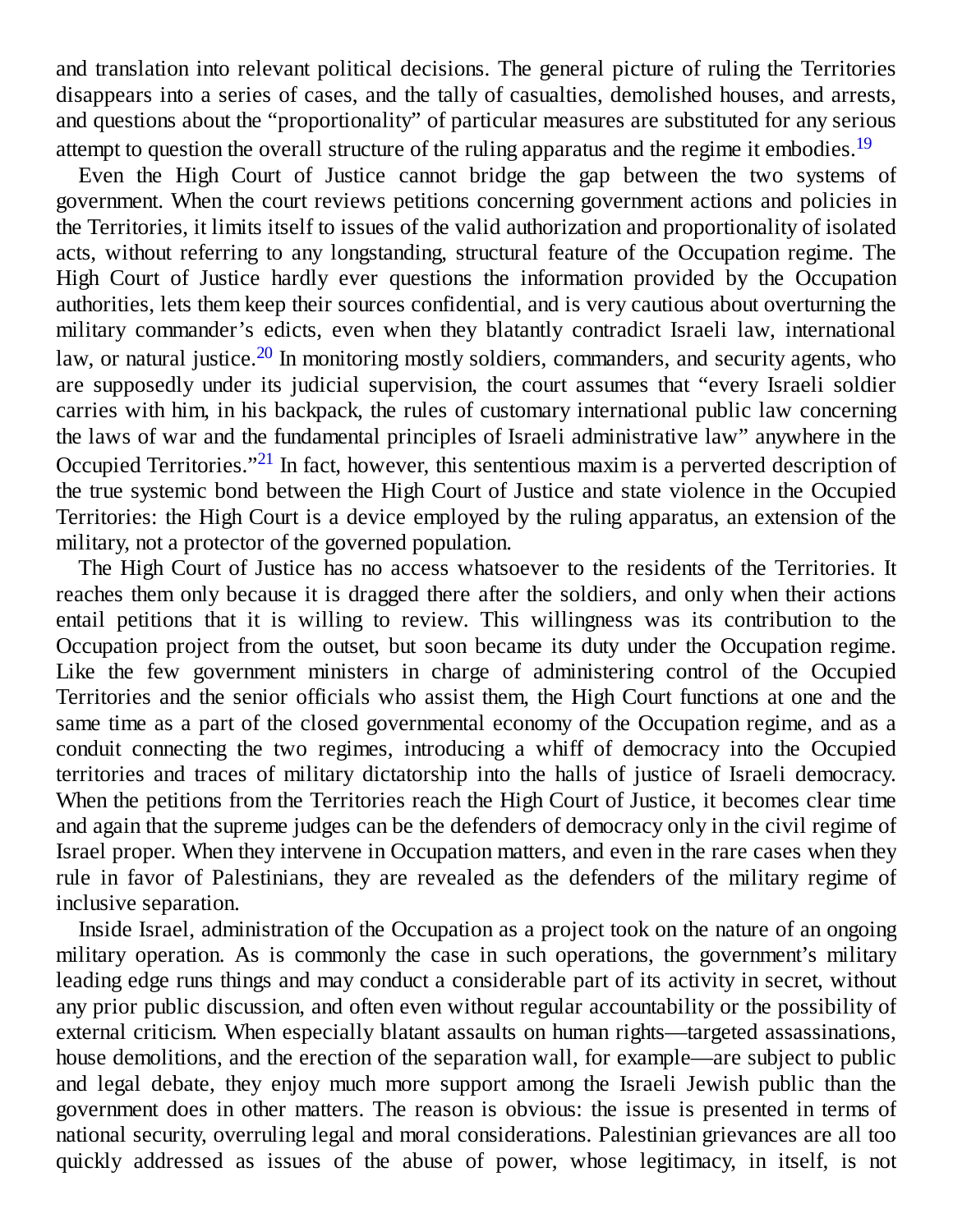and translation into relevant political decisions. The general picture of ruling the Territories disappears into a series of cases, and the tally of casualties, demolished houses, and arrests, and questions about the "proportionality" of particular measures are substituted for any serious attempt to question the overall structure of the ruling apparatus and the regime it embodies.[19]

Even the High Court of Justice cannot bridge the gap between the two systems of government. When the court reviews petitions concerning government actions and policies in the Territories, it limits itself to issues of the valid authorization and proportionality of isolated acts, without referring to any longstanding, structural feature of the Occupation regime. The High Court of Justice hardly ever questions the information provided by the Occupation authorities, lets them keep their sources confidential, and is very cautious about overturning the military commander's edicts, even when they blatantly contradict Israeli law, international law, or natural justice.[20] In monitoring mostly soldiers, commanders, and security agents, who are supposedly under its judicial supervision, the court assumes that "every Israeli soldier carries with him, in his backpack, the rules of customary international public law concerning the laws of war and the fundamental principles of Israeli administrative law" anywhere in the Occupied Territories."[21] In fact, however, this sententious maxim is a perverted description of the true systemic bond between the High Court of Justice and state violence in the Occupied Territories: the High Court is a device employed by the ruling apparatus, an extension of the military, not a protector of the governed population.

The High Court of Justice has no access whatsoever to the residents of the Territories. It reaches them only because it is dragged there after the soldiers, and only when their actions entail petitions that it is willing to review. This willingness was its contribution to the Occupation project from the outset, but soon became its duty under the Occupation regime. Like the few government ministers in charge of administering control of the Occupied Territories and the senior officials who assist them, the High Court functions at one and the same time as a part of the closed governmental economy of the Occupation regime, and as a conduit connecting the two regimes, introducing a whiff of democracy into the Occupied territories and traces of military dictatorship into the halls of justice of Israeli democracy. When the petitions from the Territories reach the High Court of Justice, it becomes clear time and again that the supreme judges can be the defenders of democracy only in the civil regime of Israel proper. When they intervene in Occupation matters, and even in the rare cases when they rule in favor of Palestinians, they are revealed as the defenders of the military regime of inclusive separation.

Inside Israel, administration of the Occupation as a project took on the nature of an ongoing military operation. As is commonly the case in such operations, the government's military leading edge runs things and may conduct a considerable part of its activity in secret, without any prior public discussion, and often even without regular accountability or the possibility of external criticism. When especially blatant assaults on human rights—targeted assassinations, house demolitions, and the erection of the separation wall, for example—are subject to public and legal debate, they enjoy much more support among the Israeli Jewish public than the government does in other matters. The reason is obvious: the issue is presented in terms of national security, overruling legal and moral considerations. Palestinian grievances are all too quickly addressed as issues of the abuse of power, whose legitimacy, in itself, is not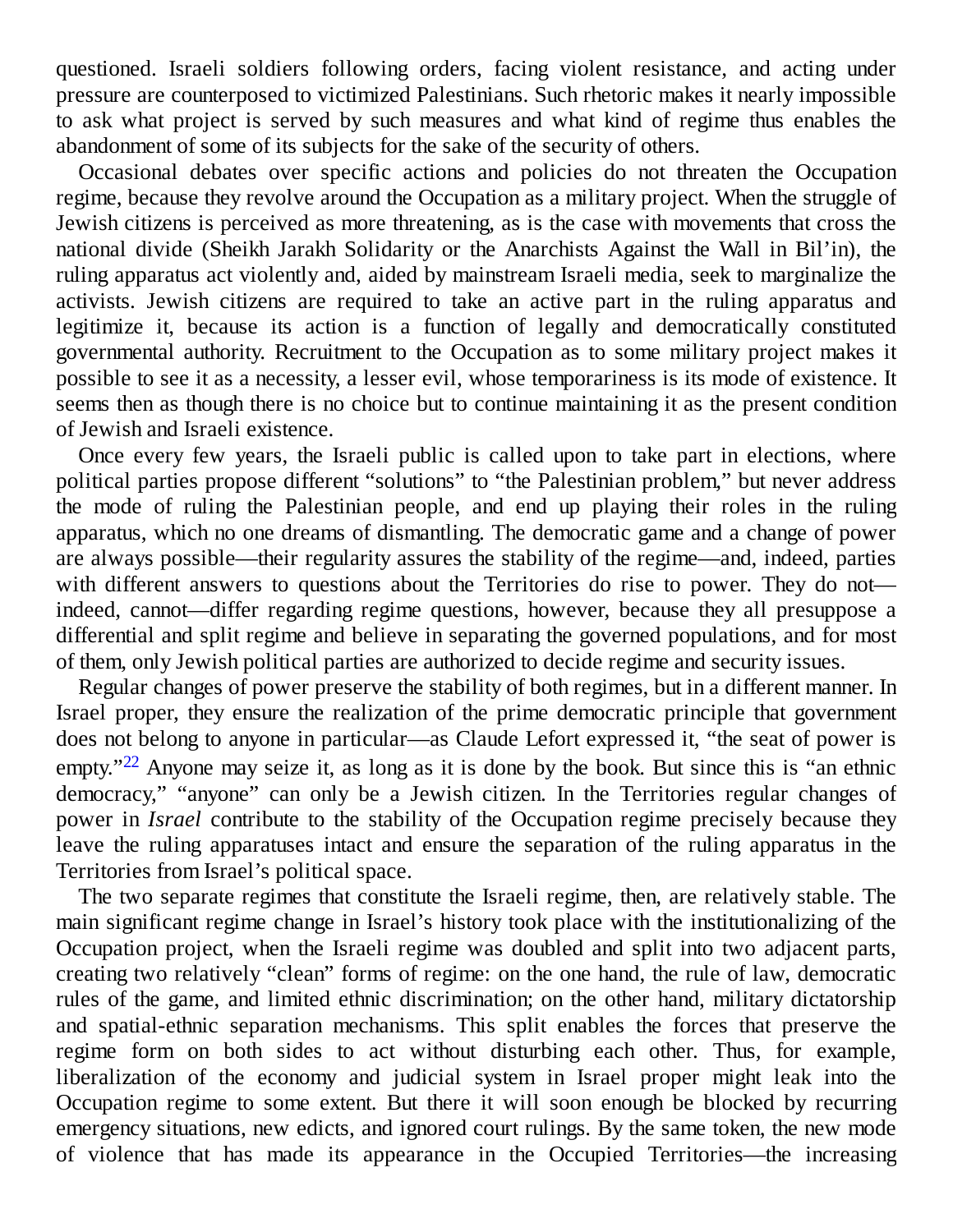questioned. Israeli soldiers following orders, facing violent resistance, and acting under pressure are counterposed to victimized Palestinians. Such rhetoric makes it nearly impossible to ask what project is served by such measures and what kind of regime thus enables the abandonment of some of its subjects for the sake of the security of others.

Occasional debates over specific actions and policies do not threaten the Occupation regime, because they revolve around the Occupation as a military project. When the struggle of Jewish citizens is perceived as more threatening, as is the case with movements that cross the national divide (Sheikh Jarakh Solidarity or the Anarchists Against the Wall in Bil'in), the ruling apparatus act violently and, aided by mainstream Israeli media, seek to marginalize the activists. Jewish citizens are required to take an active part in the ruling apparatus and legitimize it, because its action is a function of legally and democratically constituted governmental authority. Recruitment to the Occupation as to some military project makes it possible to see it as a necessity, a lesser evil, whose temporariness is its mode of existence. It seems then as though there is no choice but to continue maintaining it as the present condition of Jewish and Israeli existence.

Once every few years, the Israeli public is called upon to take part in elections, where political parties propose different "solutions" to "the Palestinian problem," but never address the mode of ruling the Palestinian people, and end up playing their roles in the ruling apparatus, which no one dreams of dismantling. The democratic game and a change of power are always possible—their regularity assures the stability of the regime—and, indeed, parties with different answers to questions about the Territories do rise to power. They do not—indeed, cannot—differ regarding regime questions, however, because they all presuppose a differential and split regime and believe in separating the governed populations, and for most of them, only Jewish political parties are authorized to decide regime and security issues.

Regular changes of power preserve the stability of both regimes, but in a different manner. In Israel proper, they ensure the realization of the prime democratic principle that government does not belong to anyone in particular—as Claude Lefort expressed it, "the seat of power is empty."[22] Anyone may seize it, as long as it is done by the book. But since this is "an ethnic democracy," "anyone" can only be a Jewish citizen. In the Territories regular changes of power in *Israel* contribute to the stability of the Occupation regime precisely because they leave the ruling apparatuses intact and ensure the separation of the ruling apparatus in the Territories from Israel's political space.

The two separate regimes that constitute the Israeli regime, then, are relatively stable. The main significant regime change in Israel's history took place with the institutionalizing of the Occupation project, when the Israeli regime was doubled and split into two adjacent parts, creating two relatively "clean" forms of regime: on the one hand, the rule of law, democratic rules of the game, and limited ethnic discrimination; on the other hand, military dictatorship and spatial-ethnic separation mechanisms. This split enables the forces that preserve the regime form on both sides to act without disturbing each other. Thus, for example, liberalization of the economy and judicial system in Israel proper might leak into the Occupation regime to some extent. But there it will soon enough be blocked by recurring emergency situations, new edicts, and ignored court rulings. By the same token, the new mode of violence that has made its appearance in the Occupied Territories—the increasing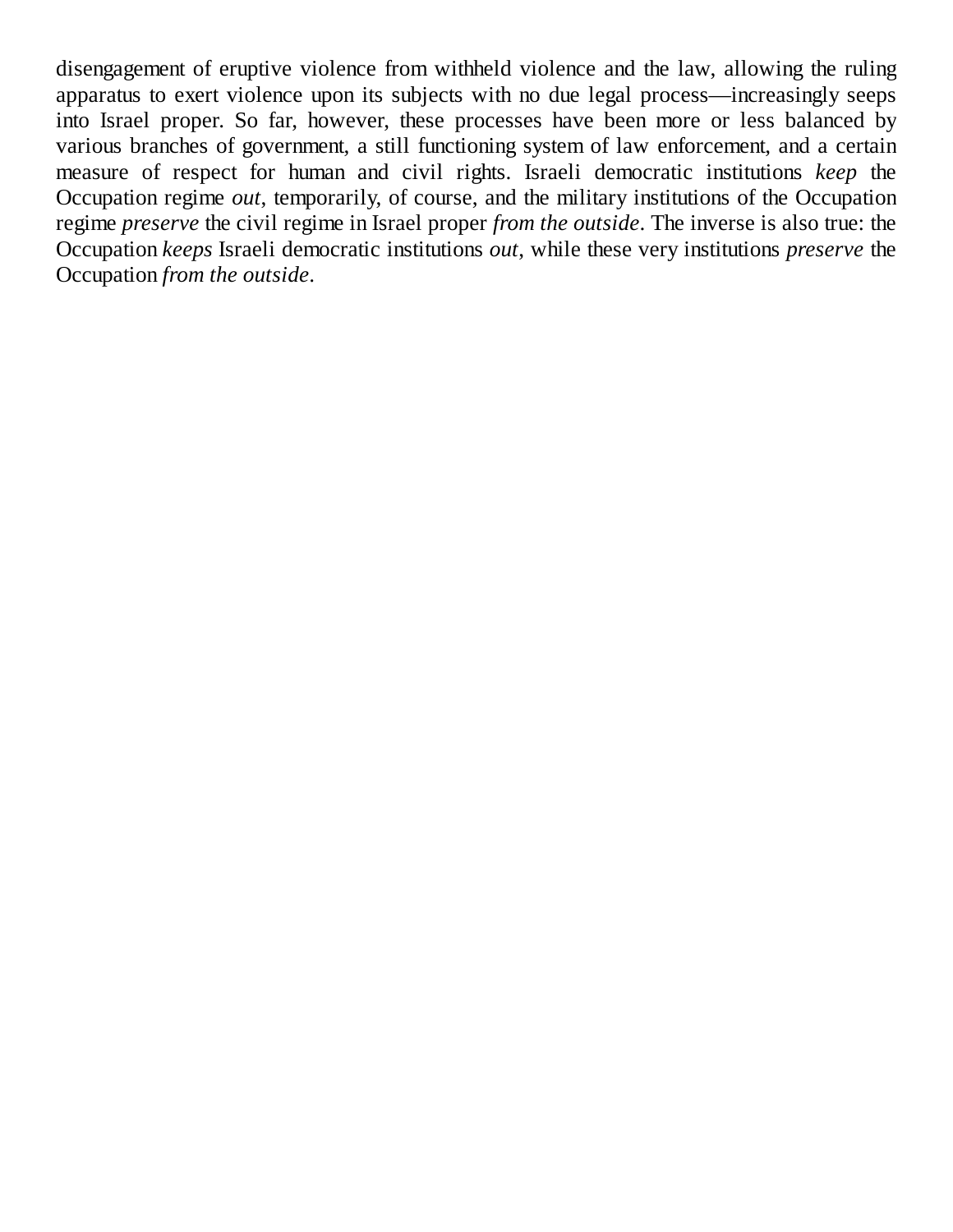disengagement of eruptive violence from withheld violence and the law, allowing the ruling apparatus to exert violence upon its subjects with no due legal process—increasingly seeps into Israel proper. So far, however, these processes have been more or less balanced by various branches of government, a still functioning system of law enforcement, and a certain measure of respect for human and civil rights. Israeli democratic institutions *keep* the Occupation regime *out*, temporarily, of course, and the military institutions of the Occupation regime *preserve* the civil regime in Israel proper *from the outside*. The inverse is also true: the Occupation *keeps* Israeli democratic institutions *out*, while these very institutions *preserve* the Occupation *from the outside*.